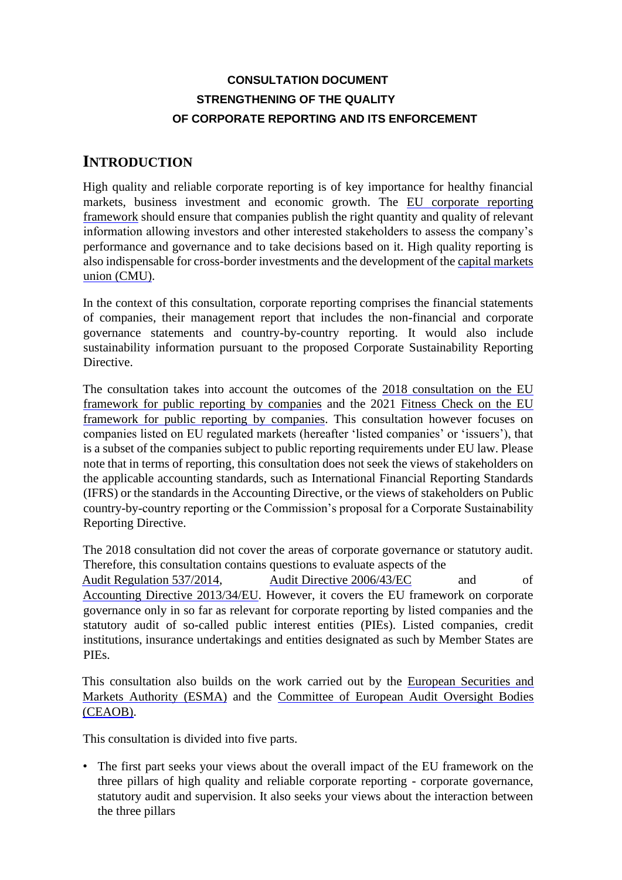**CONSULTATION DOCUMENT**
**STRENGTHENING OF THE QUALITY**
**OF CORPORATE REPORTING AND ITS ENFORCEMENT**

# INTRODUCTION

High quality and reliable corporate reporting is of key importance for healthy financial markets, business investment and economic growth. The EU corporate reporting framework should ensure that companies publish the right quantity and quality of relevant information allowing investors and other interested stakeholders to assess the company's performance and governance and to take decisions based on it. High quality reporting is also indispensable for cross-border investments and the development of the capital markets union (CMU).

In the context of this consultation, corporate reporting comprises the financial statements of companies, their management report that includes the non-financial and corporate governance statements and country-by-country reporting. It would also include sustainability information pursuant to the proposed Corporate Sustainability Reporting Directive.

The consultation takes into account the outcomes of the 2018 consultation on the EU framework for public reporting by companies and the 2021 Fitness Check on the EU framework for public reporting by companies. This consultation however focuses on companies listed on EU regulated markets (hereafter 'listed companies' or 'issuers'), that is a subset of the companies subject to public reporting requirements under EU law. Please note that in terms of reporting, this consultation does not seek the views of stakeholders on the applicable accounting standards, such as International Financial Reporting Standards (IFRS) or the standards in the Accounting Directive, or the views of stakeholders on Public country-by-country reporting or the Commission's proposal for a Corporate Sustainability Reporting Directive.

The 2018 consultation did not cover the areas of corporate governance or statutory audit. Therefore, this consultation contains questions to evaluate aspects of the Audit Regulation 537/2014, Audit Directive 2006/43/EC and of Accounting Directive 2013/34/EU. However, it covers the EU framework on corporate governance only in so far as relevant for corporate reporting by listed companies and the statutory audit of so-called public interest entities (PIEs). Listed companies, credit institutions, insurance undertakings and entities designated as such by Member States are PIEs.

This consultation also builds on the work carried out by the European Securities and Markets Authority (ESMA) and the Committee of European Audit Oversight Bodies (CEAOB).

This consultation is divided into five parts.

- The first part seeks your views about the overall impact of the EU framework on the three pillars of high quality and reliable corporate reporting - corporate governance, statutory audit and supervision. It also seeks your views about the interaction between the three pillars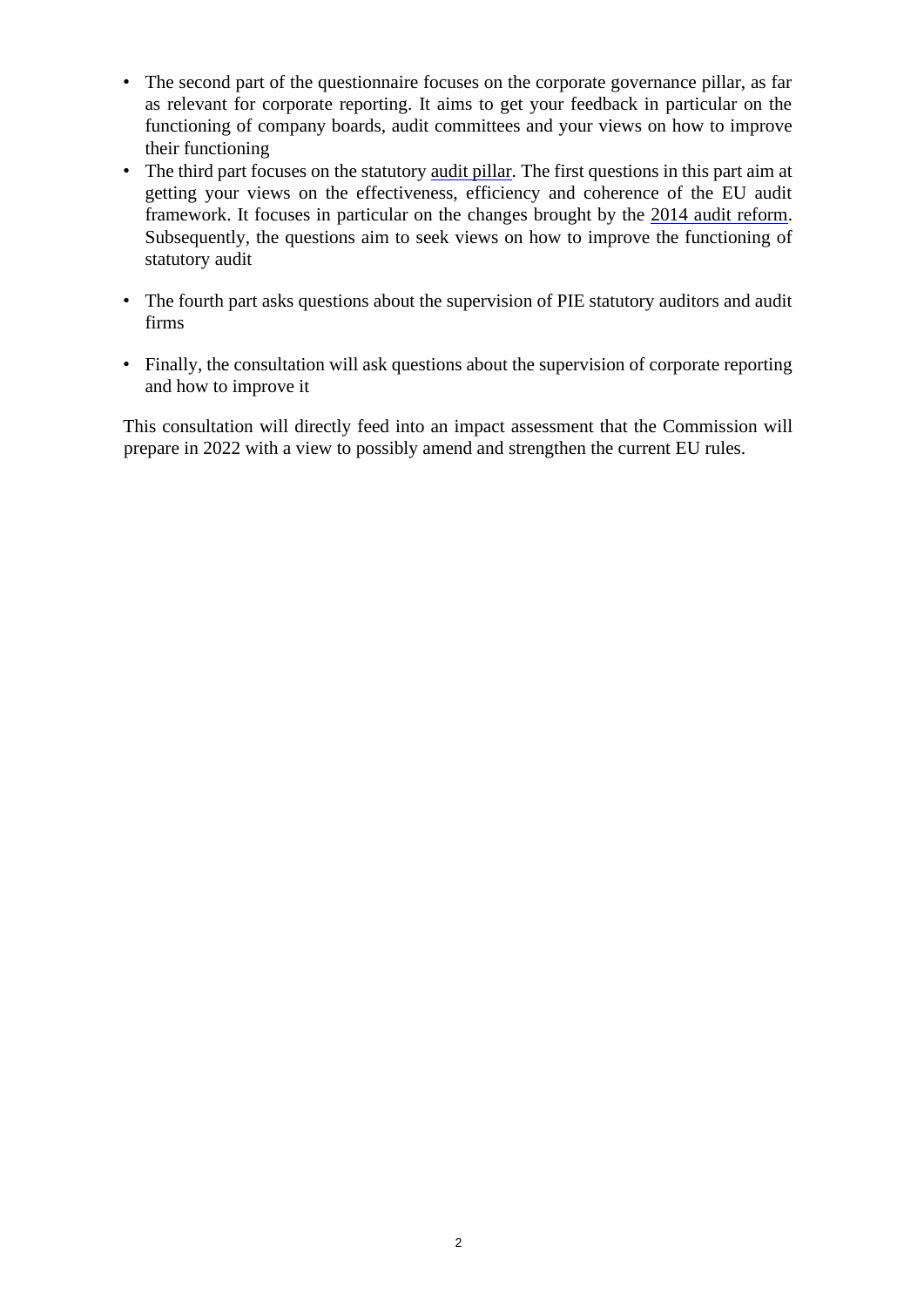- The second part of the questionnaire focuses on the corporate governance pillar, as far as relevant for corporate reporting. It aims to get your feedback in particular on the functioning of company boards, audit committees and your views on how to improve their functioning
- The third part focuses on the statutory audit pillar. The first questions in this part aim at getting your views on the effectiveness, efficiency and coherence of the EU audit framework. It focuses in particular on the changes brought by the 2014 audit reform. Subsequently, the questions aim to seek views on how to improve the functioning of statutory audit
- The fourth part asks questions about the supervision of PIE statutory auditors and audit firms
- Finally, the consultation will ask questions about the supervision of corporate reporting and how to improve it

This consultation will directly feed into an impact assessment that the Commission will prepare in 2022 with a view to possibly amend and strengthen the current EU rules.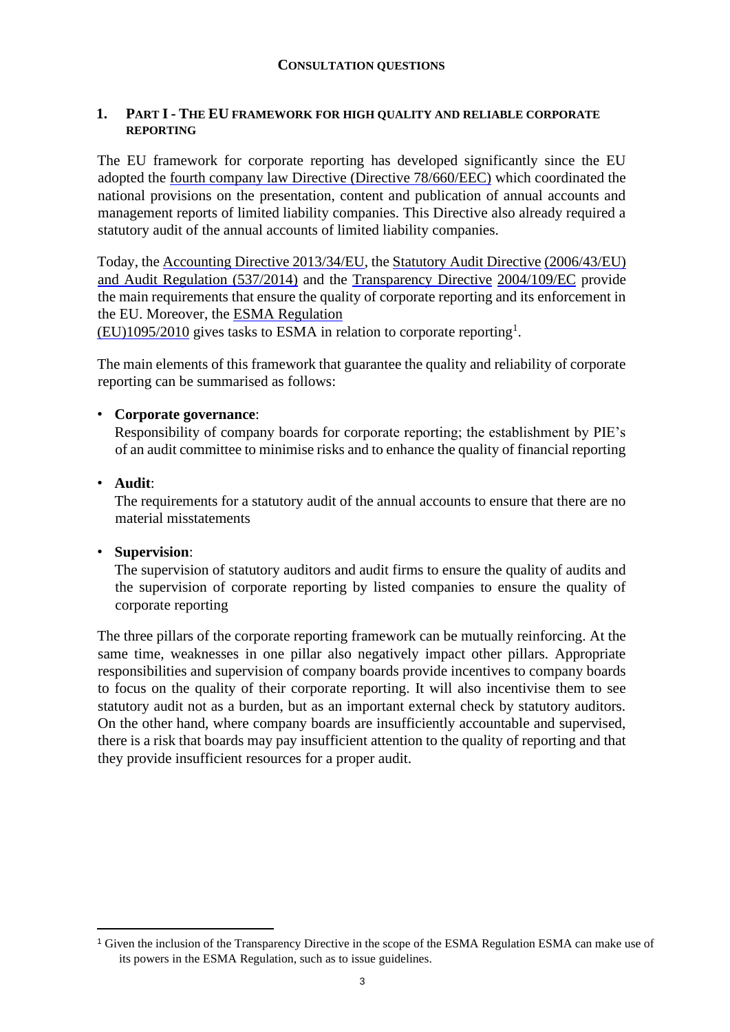# CONSULTATION QUESTIONS

## 1. PART I - THE EU FRAMEWORK FOR HIGH QUALITY AND RELIABLE CORPORATE REPORTING

The EU framework for corporate reporting has developed significantly since the EU adopted the fourth company law Directive (Directive 78/660/EEC) which coordinated the national provisions on the presentation, content and publication of annual accounts and management reports of limited liability companies. This Directive also already required a statutory audit of the annual accounts of limited liability companies.

Today, the Accounting Directive 2013/34/EU, the Statutory Audit Directive (2006/43/EU) and Audit Regulation (537/2014) and the Transparency Directive 2004/109/EC provide the main requirements that ensure the quality of corporate reporting and its enforcement in the EU. Moreover, the ESMA Regulation (EU)1095/2010 gives tasks to ESMA in relation to corporate reporting[1].

The main elements of this framework that guarantee the quality and reliability of corporate reporting can be summarised as follows:

- **Corporate governance**:
  Responsibility of company boards for corporate reporting; the establishment by PIE's of an audit committee to minimise risks and to enhance the quality of financial reporting

- **Audit**:
  The requirements for a statutory audit of the annual accounts to ensure that there are no material misstatements

- **Supervision**:
  The supervision of statutory auditors and audit firms to ensure the quality of audits and the supervision of corporate reporting by listed companies to ensure the quality of corporate reporting

The three pillars of the corporate reporting framework can be mutually reinforcing. At the same time, weaknesses in one pillar also negatively impact other pillars. Appropriate responsibilities and supervision of company boards provide incentives to company boards to focus on the quality of their corporate reporting. It will also incentivise them to see statutory audit not as a burden, but as an important external check by statutory auditors. On the other hand, where company boards are insufficiently accountable and supervised, there is a risk that boards may pay insufficient attention to the quality of reporting and that they provide insufficient resources for a proper audit.

[1] Given the inclusion of the Transparency Directive in the scope of the ESMA Regulation ESMA can make use of its powers in the ESMA Regulation, such as to issue guidelines.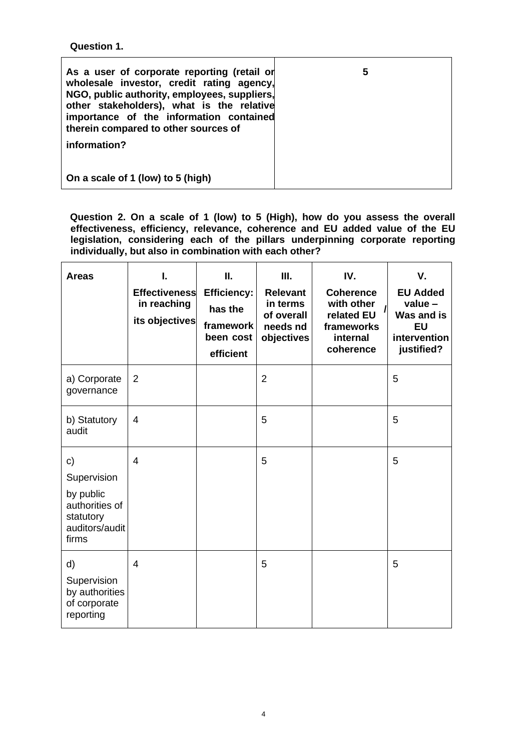**Question 1.**

| As a user of corporate reporting (retail or wholesale investor, credit rating agency, NGO, public authority, employees, suppliers, other stakeholders), what is the relative importance of the information contained therein compared to other sources of information?<br><br>On a scale of 1 (low) to 5 (high) | 5 |
|---|---|

**Question 2. On a scale of 1 (low) to 5 (High), how do you assess the overall effectiveness, efficiency, relevance, coherence and EU added value of the EU legislation, considering each of the pillars underpinning corporate reporting individually, but also in combination with each other?**

| Areas | I. Effectiveness in reaching its objectives | II. Efficiency: has the framework been cost efficient | III. Relevant in terms of overall needs nd objectives | IV. Coherence with other related EU frameworks / internal coherence | V. EU Added value – Was and is EU intervention justified? |
|---|---|---|---|---|---|
| a) Corporate governance | 2 | | 2 | | 5 |
| b) Statutory audit | 4 | | 5 | | 5 |
| c) Supervision by public authorities of statutory auditors/audit firms | 4 | | 5 | | 5 |
| d) Supervision by authorities of corporate reporting | 4 | | 5 | | 5 |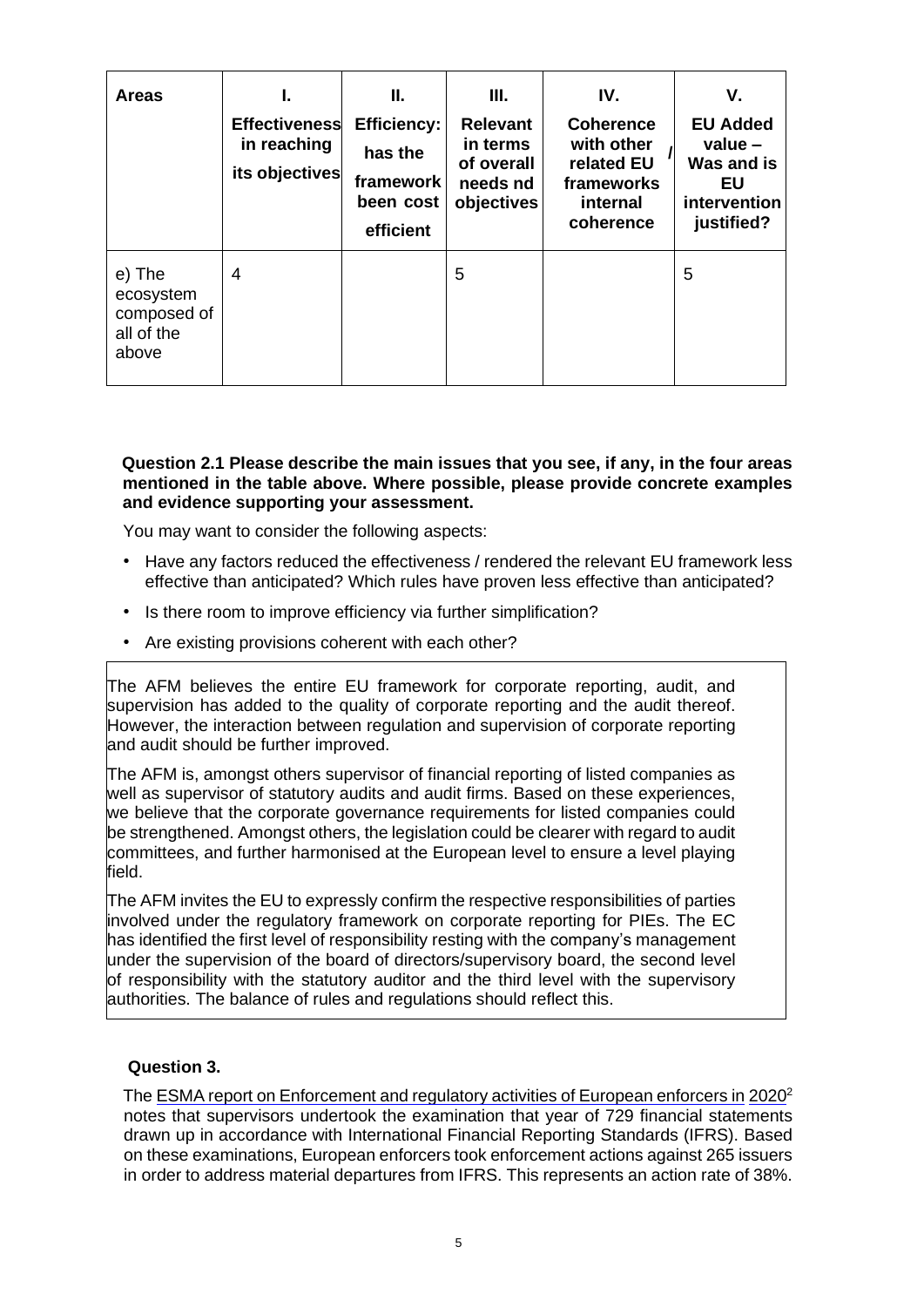| Areas | I. Effectiveness in reaching its objectives | II. Efficiency: has the framework been cost efficient | III. Relevant in terms of overall needs nd objectives | IV. Coherence with other related EU frameworks / internal coherence | V. EU Added value – Was and is EU intervention justified? |
|---|---|---|---|---|---|
| e) The ecosystem composed of all of the above | 4 | | 5 | | 5 |

**Question 2.1 Please describe the main issues that you see, if any, in the four areas mentioned in the table above. Where possible, please provide concrete examples and evidence supporting your assessment.**

You may want to consider the following aspects:

- Have any factors reduced the effectiveness / rendered the relevant EU framework less effective than anticipated? Which rules have proven less effective than anticipated?
- Is there room to improve efficiency via further simplification?
- Are existing provisions coherent with each other?

The AFM believes the entire EU framework for corporate reporting, audit, and supervision has added to the quality of corporate reporting and the audit thereof. However, the interaction between regulation and supervision of corporate reporting and audit should be further improved.

The AFM is, amongst others supervisor of financial reporting of listed companies as well as supervisor of statutory audits and audit firms. Based on these experiences, we believe that the corporate governance requirements for listed companies could be strengthened. Amongst others, the legislation could be clearer with regard to audit committees, and further harmonised at the European level to ensure a level playing field.

The AFM invites the EU to expressly confirm the respective responsibilities of parties involved under the regulatory framework on corporate reporting for PIEs. The EC has identified the first level of responsibility resting with the company's management under the supervision of the board of directors/supervisory board, the second level of responsibility with the statutory auditor and the third level with the supervisory authorities. The balance of rules and regulations should reflect this.

**Question 3.**

The ESMA report on Enforcement and regulatory activities of European enforcers in 2020[2] notes that supervisors undertook the examination that year of 729 financial statements drawn up in accordance with International Financial Reporting Standards (IFRS). Based on these examinations, European enforcers took enforcement actions against 265 issuers in order to address material departures from IFRS. This represents an action rate of 38%.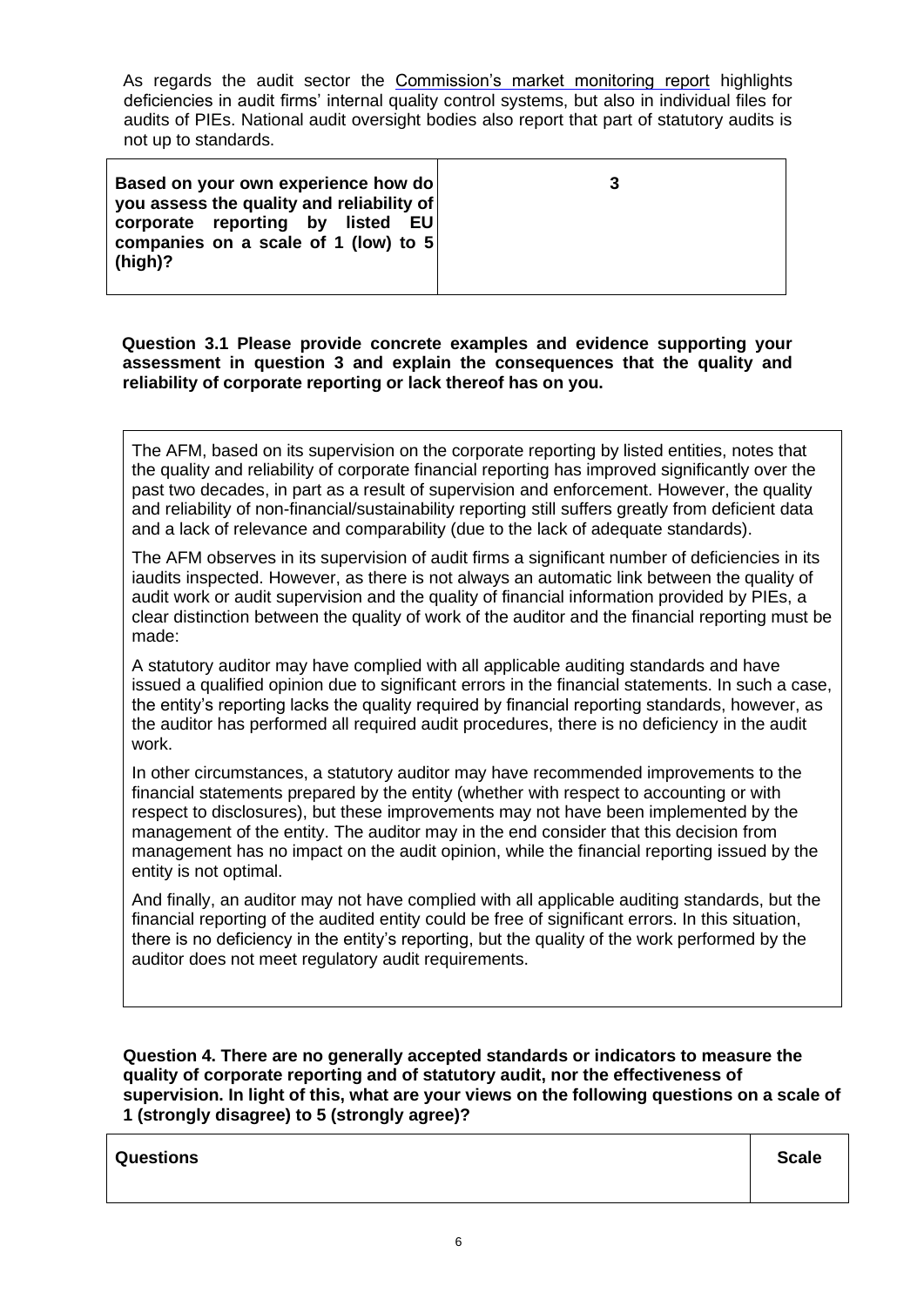As regards the audit sector the Commission's market monitoring report highlights deficiencies in audit firms' internal quality control systems, but also in individual files for audits of PIEs. National audit oversight bodies also report that part of statutory audits is not up to standards.

| **Based on your own experience how do you assess the quality and reliability of corporate reporting by listed EU companies on a scale of 1 (low) to 5 (high)?** | **3** |
| --- | --- |

**Question 3.1 Please provide concrete examples and evidence supporting your assessment in question 3 and explain the consequences that the quality and reliability of corporate reporting or lack thereof has on you.**

The AFM, based on its supervision on the corporate reporting by listed entities, notes that the quality and reliability of corporate financial reporting has improved significantly over the past two decades, in part as a result of supervision and enforcement. However, the quality and reliability of non-financial/sustainability reporting still suffers greatly from deficient data and a lack of relevance and comparability (due to the lack of adequate standards).

The AFM observes in its supervision of audit firms a significant number of deficiencies in its iaudits inspected. However, as there is not always an automatic link between the quality of audit work or audit supervision and the quality of financial information provided by PIEs, a clear distinction between the quality of work of the auditor and the financial reporting must be made:

A statutory auditor may have complied with all applicable auditing standards and have issued a qualified opinion due to significant errors in the financial statements. In such a case, the entity's reporting lacks the quality required by financial reporting standards, however, as the auditor has performed all required audit procedures, there is no deficiency in the audit work.

In other circumstances, a statutory auditor may have recommended improvements to the financial statements prepared by the entity (whether with respect to accounting or with respect to disclosures), but these improvements may not have been implemented by the management of the entity. The auditor may in the end consider that this decision from management has no impact on the audit opinion, while the financial reporting issued by the entity is not optimal.

And finally, an auditor may not have complied with all applicable auditing standards, but the financial reporting of the audited entity could be free of significant errors. In this situation, there is no deficiency in the entity's reporting, but the quality of the work performed by the auditor does not meet regulatory audit requirements.

**Question 4. There are no generally accepted standards or indicators to measure the quality of corporate reporting and of statutory audit, nor the effectiveness of supervision. In light of this, what are your views on the following questions on a scale of 1 (strongly disagree) to 5 (strongly agree)?**

| **Questions** | **Scale** |
| --- | --- |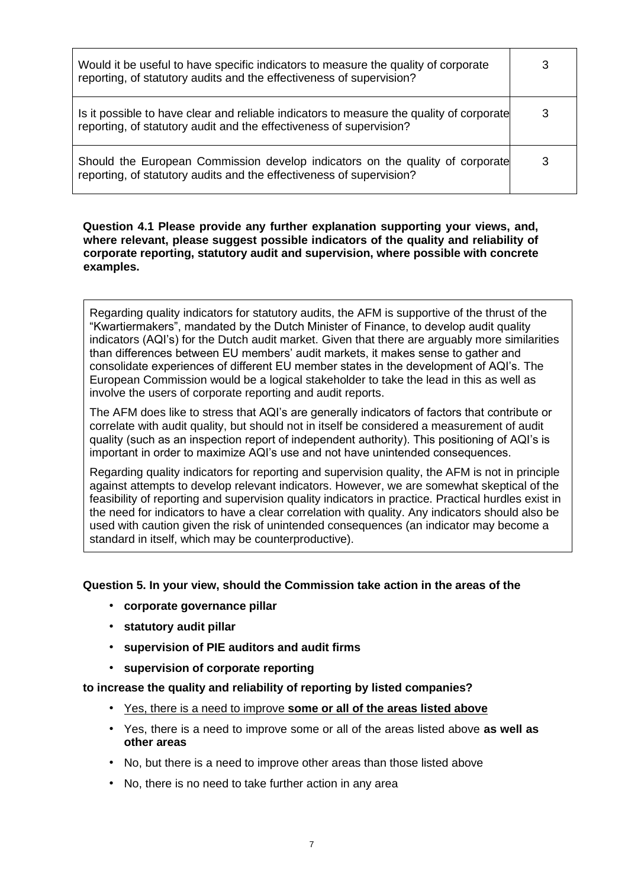| | |
|---|---|
| Would it be useful to have specific indicators to measure the quality of corporate reporting, of statutory audits and the effectiveness of supervision? | 3 |
| Is it possible to have clear and reliable indicators to measure the quality of corporate reporting, of statutory audit and the effectiveness of supervision? | 3 |
| Should the European Commission develop indicators on the quality of corporate reporting, of statutory audits and the effectiveness of supervision? | 3 |

**Question 4.1 Please provide any further explanation supporting your views, and, where relevant, please suggest possible indicators of the quality and reliability of corporate reporting, statutory audit and supervision, where possible with concrete examples.**

Regarding quality indicators for statutory audits, the AFM is supportive of the thrust of the "Kwartiermakers", mandated by the Dutch Minister of Finance, to develop audit quality indicators (AQI's) for the Dutch audit market. Given that there are arguably more similarities than differences between EU members' audit markets, it makes sense to gather and consolidate experiences of different EU member states in the development of AQI's. The European Commission would be a logical stakeholder to take the lead in this as well as involve the users of corporate reporting and audit reports.

The AFM does like to stress that AQI's are generally indicators of factors that contribute or correlate with audit quality, but should not in itself be considered a measurement of audit quality (such as an inspection report of independent authority). This positioning of AQI's is important in order to maximize AQI's use and not have unintended consequences.

Regarding quality indicators for reporting and supervision quality, the AFM is not in principle against attempts to develop relevant indicators. However, we are somewhat skeptical of the feasibility of reporting and supervision quality indicators in practice. Practical hurdles exist in the need for indicators to have a clear correlation with quality. Any indicators should also be used with caution given the risk of unintended consequences (an indicator may become a standard in itself, which may be counterproductive).

**Question 5. In your view, should the Commission take action in the areas of the**

- **corporate governance pillar**
- **statutory audit pillar**
- **supervision of PIE auditors and audit firms**
- **supervision of corporate reporting**

**to increase the quality and reliability of reporting by listed companies?**

- <u>Yes, there is a need to improve **some or all of the areas listed above**</u>
- Yes, there is a need to improve some or all of the areas listed above **as well as other areas**
- No, but there is a need to improve other areas than those listed above
- No, there is no need to take further action in any area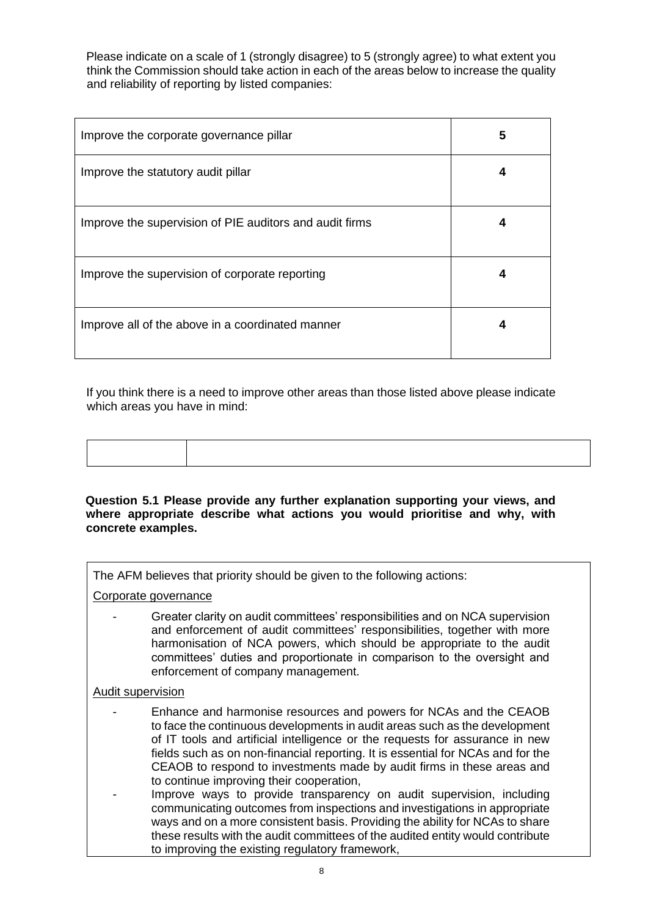Please indicate on a scale of 1 (strongly disagree) to 5 (strongly agree) to what extent you think the Commission should take action in each of the areas below to increase the quality and reliability of reporting by listed companies:

| | |
|---|---|
| Improve the corporate governance pillar | **5** |
| Improve the statutory audit pillar | **4** |
| Improve the supervision of PIE auditors and audit firms | **4** |
| Improve the supervision of corporate reporting | **4** |
| Improve all of the above in a coordinated manner | **4** |

If you think there is a need to improve other areas than those listed above please indicate which areas you have in mind:

| | |
|---|---|
| | |

**Question 5.1 Please provide any further explanation supporting your views, and where appropriate describe what actions you would prioritise and why, with concrete examples.**

The AFM believes that priority should be given to the following actions:

Corporate governance

- Greater clarity on audit committees' responsibilities and on NCA supervision and enforcement of audit committees' responsibilities, together with more harmonisation of NCA powers, which should be appropriate to the audit committees' duties and proportionate in comparison to the oversight and enforcement of company management.

Audit supervision

- Enhance and harmonise resources and powers for NCAs and the CEAOB to face the continuous developments in audit areas such as the development of IT tools and artificial intelligence or the requests for assurance in new fields such as on non-financial reporting. It is essential for NCAs and for the CEAOB to respond to investments made by audit firms in these areas and to continue improving their cooperation,
- Improve ways to provide transparency on audit supervision, including communicating outcomes from inspections and investigations in appropriate ways and on a more consistent basis. Providing the ability for NCAs to share these results with the audit committees of the audited entity would contribute to improving the existing regulatory framework,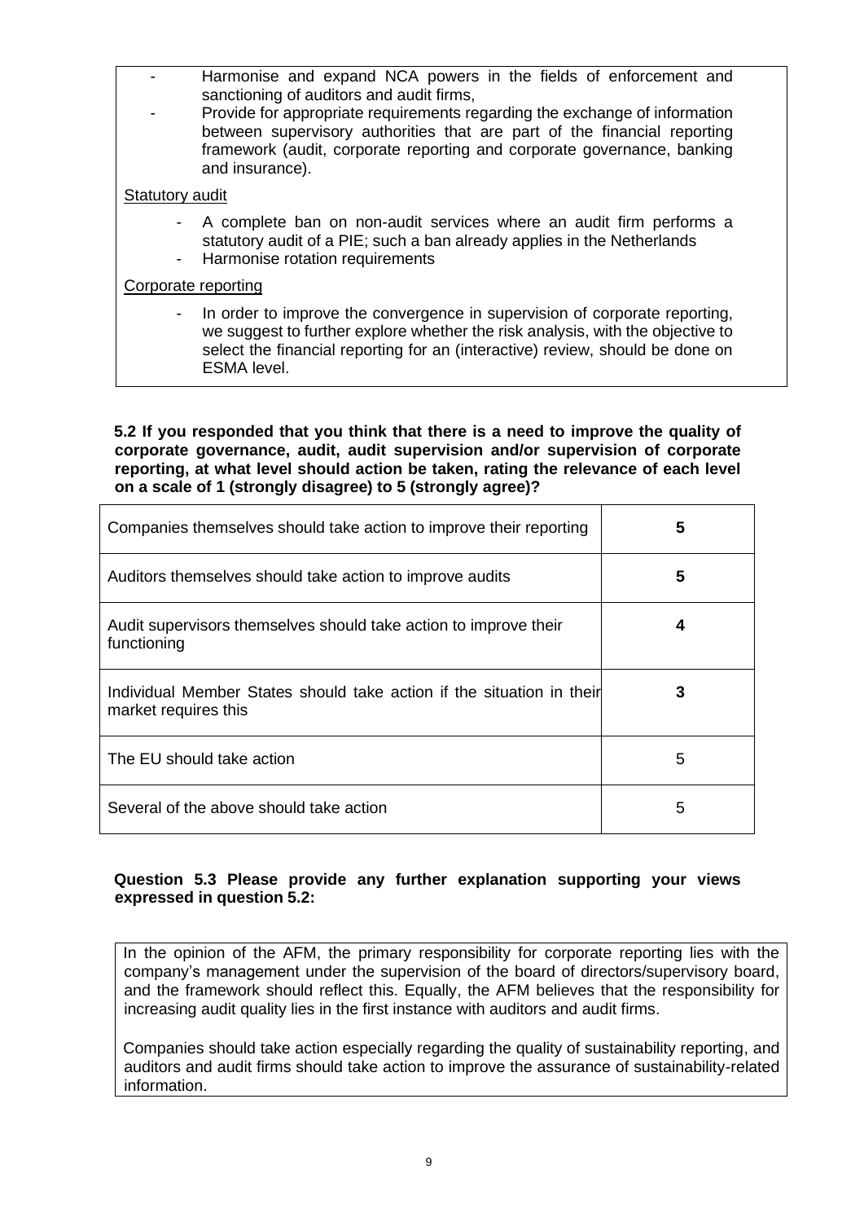- Harmonise and expand NCA powers in the fields of enforcement and sanctioning of auditors and audit firms,
- Provide for appropriate requirements regarding the exchange of information between supervisory authorities that are part of the financial reporting framework (audit, corporate reporting and corporate governance, banking and insurance).

Statutory audit

- A complete ban on non-audit services where an audit firm performs a statutory audit of a PIE; such a ban already applies in the Netherlands
- Harmonise rotation requirements

Corporate reporting

- In order to improve the convergence in supervision of corporate reporting, we suggest to further explore whether the risk analysis, with the objective to select the financial reporting for an (interactive) review, should be done on ESMA level.

**5.2 If you responded that you think that there is a need to improve the quality of corporate governance, audit, audit supervision and/or supervision of corporate reporting, at what level should action be taken, rating the relevance of each level on a scale of 1 (strongly disagree) to 5 (strongly agree)?**

| | |
|---|---|
| Companies themselves should take action to improve their reporting | **5** |
| Auditors themselves should take action to improve audits | **5** |
| Audit supervisors themselves should take action to improve their functioning | **4** |
| Individual Member States should take action if the situation in their market requires this | **3** |
| The EU should take action | 5 |
| Several of the above should take action | 5 |

**Question 5.3 Please provide any further explanation supporting your views expressed in question 5.2:**

In the opinion of the AFM, the primary responsibility for corporate reporting lies with the company's management under the supervision of the board of directors/supervisory board, and the framework should reflect this. Equally, the AFM believes that the responsibility for increasing audit quality lies in the first instance with auditors and audit firms.

Companies should take action especially regarding the quality of sustainability reporting, and auditors and audit firms should take action to improve the assurance of sustainability-related information.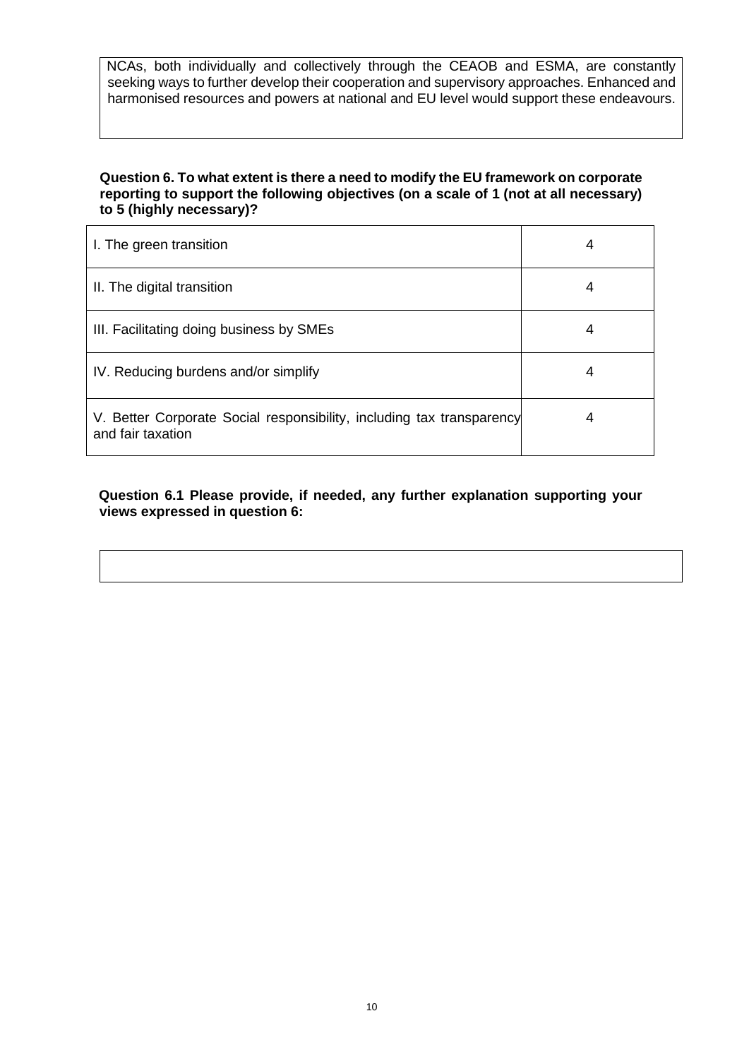NCAs, both individually and collectively through the CEAOB and ESMA, are constantly seeking ways to further develop their cooperation and supervisory approaches. Enhanced and harmonised resources and powers at national and EU level would support these endeavours.

**Question 6. To what extent is there a need to modify the EU framework on corporate reporting to support the following objectives (on a scale of 1 (not at all necessary) to 5 (highly necessary)?**

| Objective | Score |
|---|---|
| I. The green transition | 4 |
| II. The digital transition | 4 |
| III. Facilitating doing business by SMEs | 4 |
| IV. Reducing burdens and/or simplify | 4 |
| V. Better Corporate Social responsibility, including tax transparency and fair taxation | 4 |

**Question 6.1 Please provide, if needed, any further explanation supporting your views expressed in question 6:**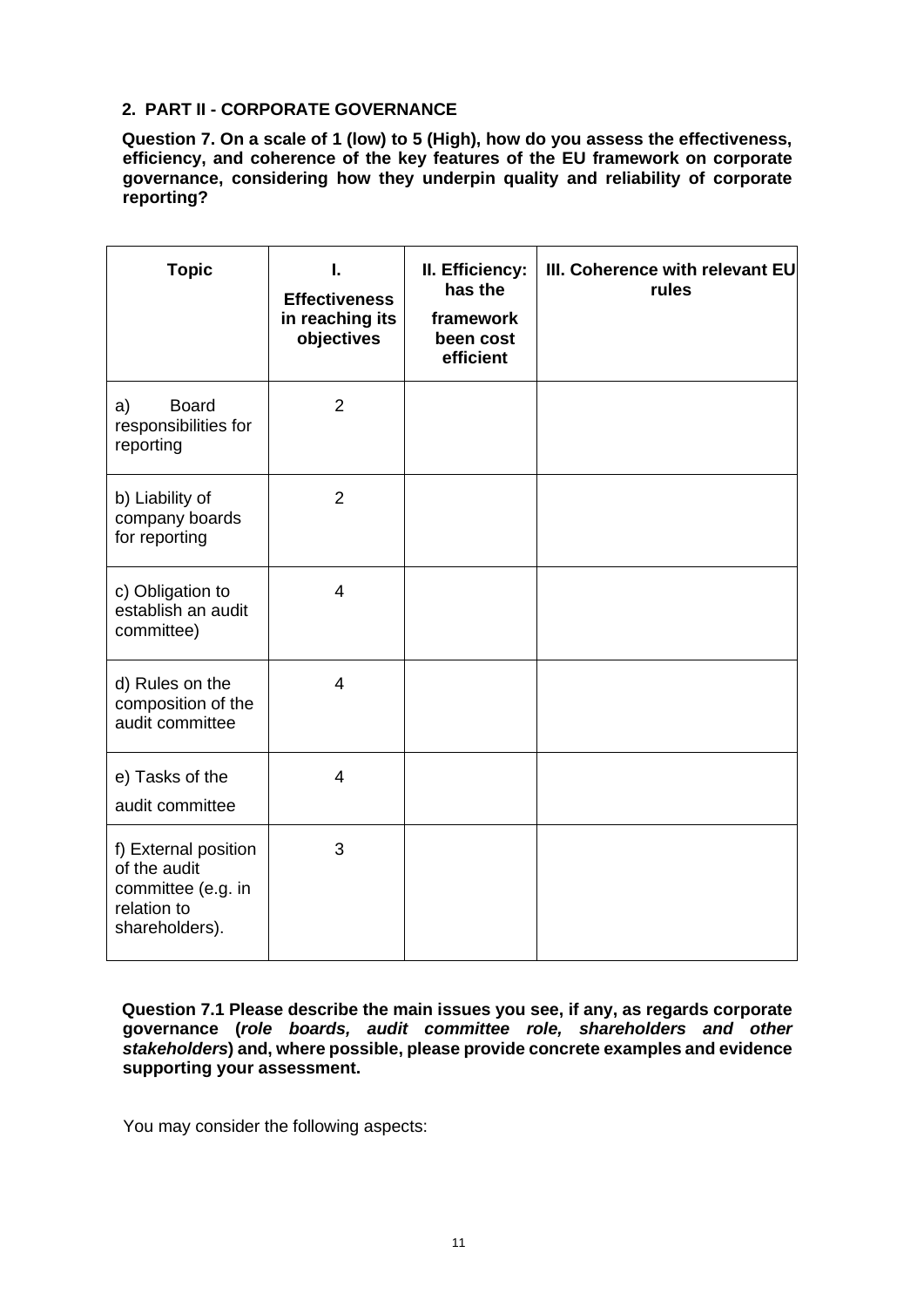## 2. PART II - CORPORATE GOVERNANCE

**Question 7. On a scale of 1 (low) to 5 (High), how do you assess the effectiveness, efficiency, and coherence of the key features of the EU framework on corporate governance, considering how they underpin quality and reliability of corporate reporting?**

| Topic | I. Effectiveness in reaching its objectives | II. Efficiency: has the framework been cost efficient | III. Coherence with relevant EU rules |
|---|---|---|---|
| a) Board responsibilities for reporting | 2 | | |
| b) Liability of company boards for reporting | 2 | | |
| c) Obligation to establish an audit committee) | 4 | | |
| d) Rules on the composition of the audit committee | 4 | | |
| e) Tasks of the audit committee | 4 | | |
| f) External position of the audit committee (e.g. in relation to shareholders). | 3 | | |

**Question 7.1 Please describe the main issues you see, if any, as regards corporate governance (*role boards, audit committee role, shareholders and other stakeholders*) and, where possible, please provide concrete examples and evidence supporting your assessment.**

You may consider the following aspects: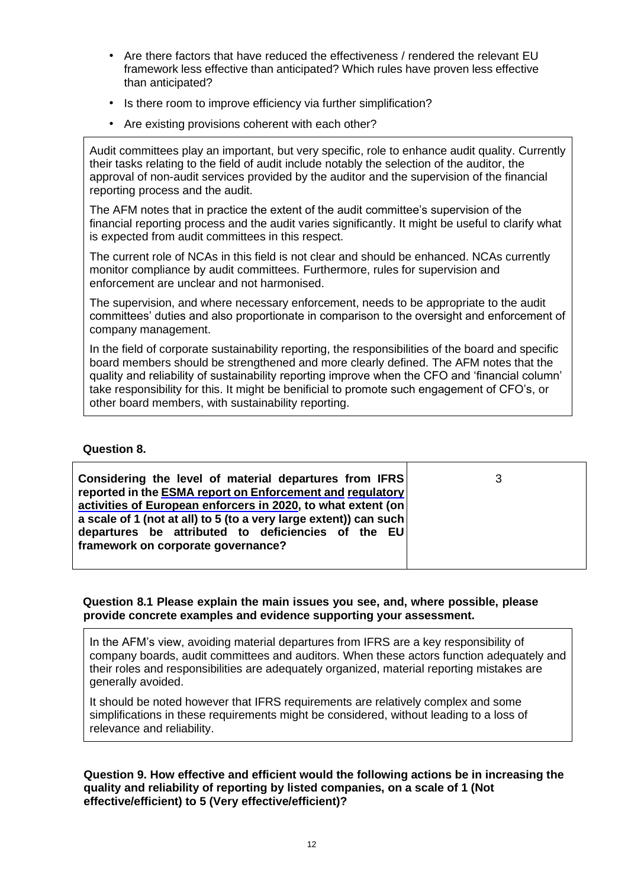- Are there factors that have reduced the effectiveness / rendered the relevant EU framework less effective than anticipated? Which rules have proven less effective than anticipated?
- Is there room to improve efficiency via further simplification?
- Are existing provisions coherent with each other?

Audit committees play an important, but very specific, role to enhance audit quality. Currently their tasks relating to the field of audit include notably the selection of the auditor, the approval of non-audit services provided by the auditor and the supervision of the financial reporting process and the audit.

The AFM notes that in practice the extent of the audit committee's supervision of the financial reporting process and the audit varies significantly. It might be useful to clarify what is expected from audit committees in this respect.

The current role of NCAs in this field is not clear and should be enhanced. NCAs currently monitor compliance by audit committees. Furthermore, rules for supervision and enforcement are unclear and not harmonised.

The supervision, and where necessary enforcement, needs to be appropriate to the audit committees' duties and also proportionate in comparison to the oversight and enforcement of company management.

In the field of corporate sustainability reporting, the responsibilities of the board and specific board members should be strengthened and more clearly defined. The AFM notes that the quality and reliability of sustainability reporting improve when the CFO and 'financial column' take responsibility for this. It might be benificial to promote such engagement of CFO's, or other board members, with sustainability reporting.

**Question 8.**

| **Considering the level of material departures from IFRS reported in the ESMA report on Enforcement and regulatory activities of European enforcers in 2020, to what extent (on a scale of 1 (not at all) to 5 (to a very large extent)) can such departures be attributed to deficiencies of the EU framework on corporate governance?** | 3 |
|---|---|

**Question 8.1 Please explain the main issues you see, and, where possible, please provide concrete examples and evidence supporting your assessment.**

In the AFM's view, avoiding material departures from IFRS are a key responsibility of company boards, audit committees and auditors. When these actors function adequately and their roles and responsibilities are adequately organized, material reporting mistakes are generally avoided.

It should be noted however that IFRS requirements are relatively complex and some simplifications in these requirements might be considered, without leading to a loss of relevance and reliability.

**Question 9. How effective and efficient would the following actions be in increasing the quality and reliability of reporting by listed companies, on a scale of 1 (Not effective/efficient) to 5 (Very effective/efficient)?**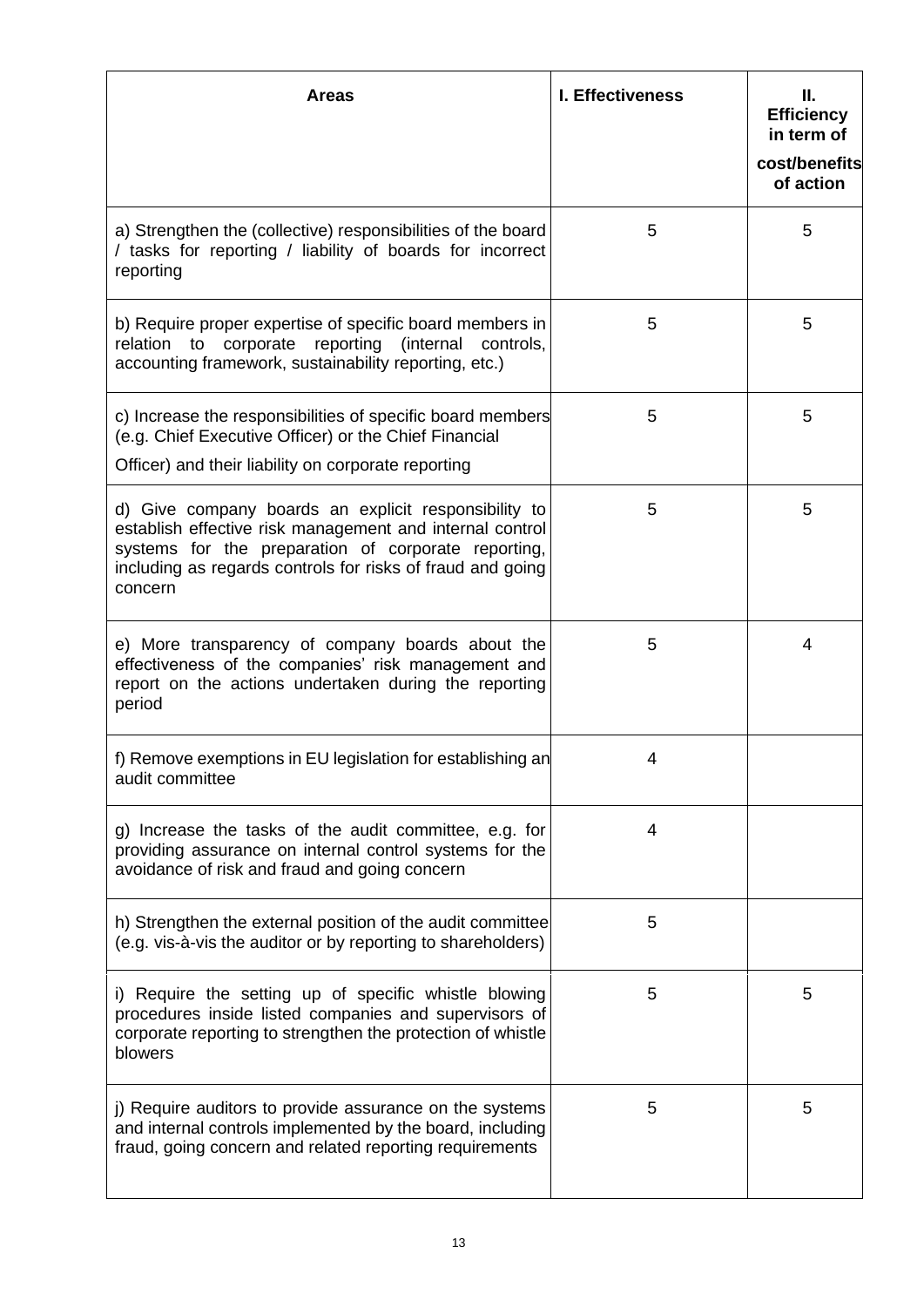| Areas | I. Effectiveness | II. Efficiency in term of cost/benefits of action |
|---|---|---|
| a) Strengthen the (collective) responsibilities of the board / tasks for reporting / liability of boards for incorrect reporting | 5 | 5 |
| b) Require proper expertise of specific board members in relation to corporate reporting (internal controls, accounting framework, sustainability reporting, etc.) | 5 | 5 |
| c) Increase the responsibilities of specific board members (e.g. Chief Executive Officer) or the Chief Financial Officer) and their liability on corporate reporting | 5 | 5 |
| d) Give company boards an explicit responsibility to establish effective risk management and internal control systems for the preparation of corporate reporting, including as regards controls for risks of fraud and going concern | 5 | 5 |
| e) More transparency of company boards about the effectiveness of the companies' risk management and report on the actions undertaken during the reporting period | 5 | 4 |
| f) Remove exemptions in EU legislation for establishing an audit committee | 4 | |
| g) Increase the tasks of the audit committee, e.g. for providing assurance on internal control systems for the avoidance of risk and fraud and going concern | 4 | |
| h) Strengthen the external position of the audit committee (e.g. vis-à-vis the auditor or by reporting to shareholders) | 5 | |
| i) Require the setting up of specific whistle blowing procedures inside listed companies and supervisors of corporate reporting to strengthen the protection of whistle blowers | 5 | 5 |
| j) Require auditors to provide assurance on the systems and internal controls implemented by the board, including fraud, going concern and related reporting requirements | 5 | 5 |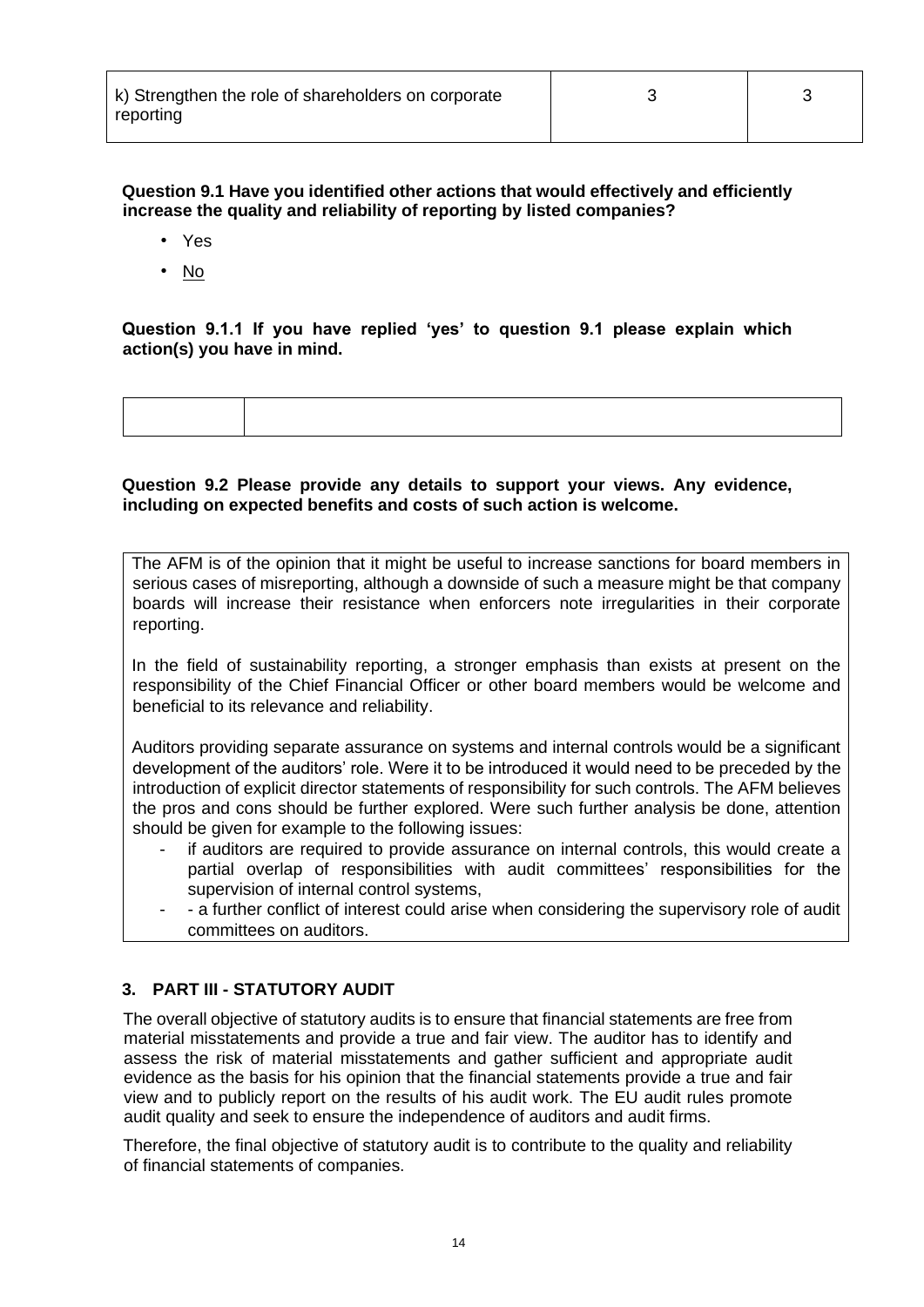| k) Strengthen the role of shareholders on corporate reporting | 3 | 3 |
|---|---|---|

**Question 9.1 Have you identified other actions that would effectively and efficiently increase the quality and reliability of reporting by listed companies?**

- Yes
- No

**Question 9.1.1 If you have replied 'yes' to question 9.1 please explain which action(s) you have in mind.**

**Question 9.2 Please provide any details to support your views. Any evidence, including on expected benefits and costs of such action is welcome.**

The AFM is of the opinion that it might be useful to increase sanctions for board members in serious cases of misreporting, although a downside of such a measure might be that company boards will increase their resistance when enforcers note irregularities in their corporate reporting.

In the field of sustainability reporting, a stronger emphasis than exists at present on the responsibility of the Chief Financial Officer or other board members would be welcome and beneficial to its relevance and reliability.

Auditors providing separate assurance on systems and internal controls would be a significant development of the auditors' role. Were it to be introduced it would need to be preceded by the introduction of explicit director statements of responsibility for such controls. The AFM believes the pros and cons should be further explored. Were such further analysis be done, attention should be given for example to the following issues:

- if auditors are required to provide assurance on internal controls, this would create a partial overlap of responsibilities with audit committees' responsibilities for the supervision of internal control systems,
- - a further conflict of interest could arise when considering the supervisory role of audit committees on auditors.

## 3. PART III - STATUTORY AUDIT

The overall objective of statutory audits is to ensure that financial statements are free from material misstatements and provide a true and fair view. The auditor has to identify and assess the risk of material misstatements and gather sufficient and appropriate audit evidence as the basis for his opinion that the financial statements provide a true and fair view and to publicly report on the results of his audit work. The EU audit rules promote audit quality and seek to ensure the independence of auditors and audit firms.

Therefore, the final objective of statutory audit is to contribute to the quality and reliability of financial statements of companies.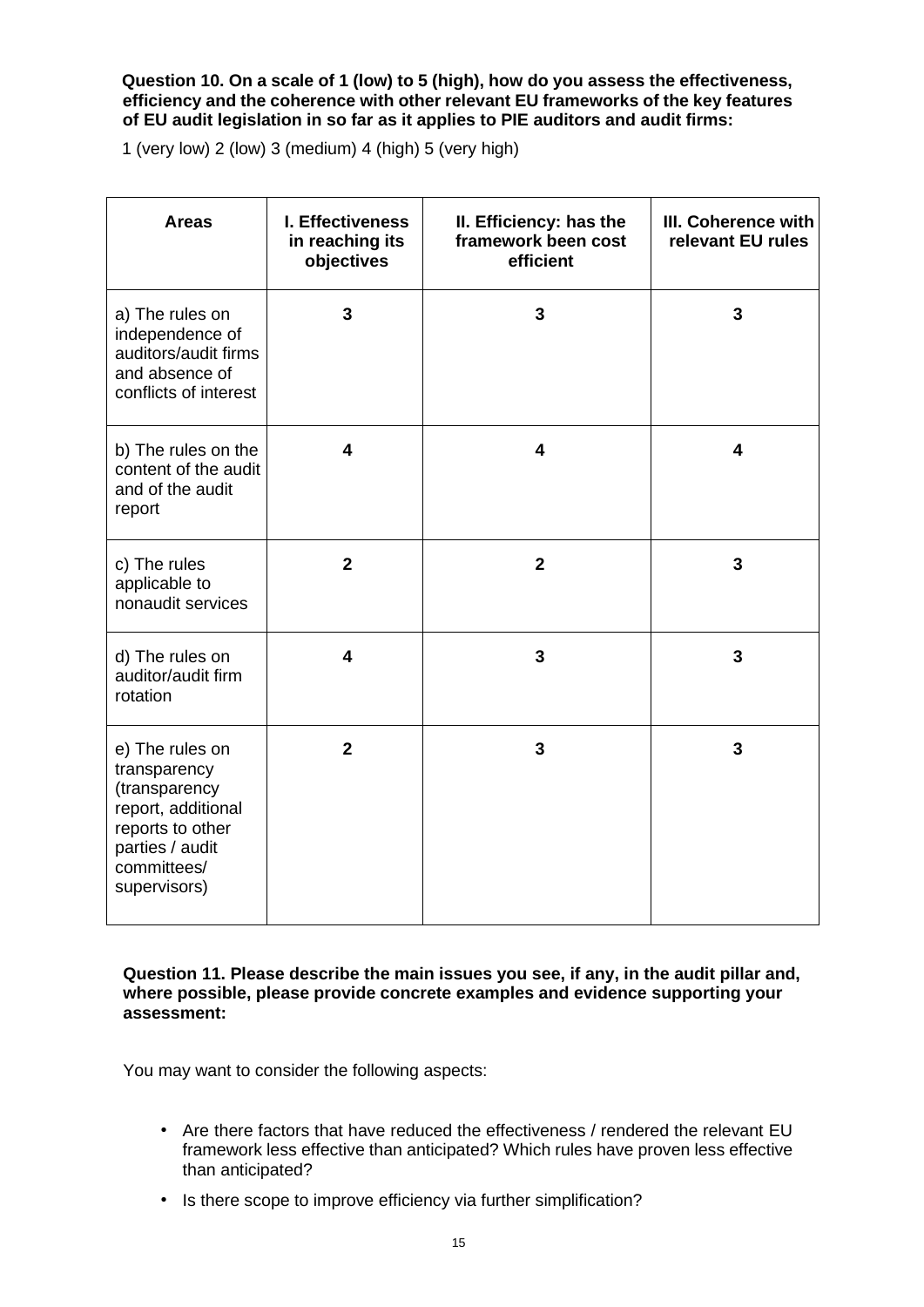**Question 10. On a scale of 1 (low) to 5 (high), how do you assess the effectiveness, efficiency and the coherence with other relevant EU frameworks of the key features of EU audit legislation in so far as it applies to PIE auditors and audit firms:**

1 (very low) 2 (low) 3 (medium) 4 (high) 5 (very high)

| Areas | I. Effectiveness in reaching its objectives | II. Efficiency: has the framework been cost efficient | III. Coherence with relevant EU rules |
|---|---|---|---|
| a) The rules on independence of auditors/audit firms and absence of conflicts of interest | **3** | **3** | **3** |
| b) The rules on the content of the audit and of the audit report | **4** | **4** | **4** |
| c) The rules applicable to nonaudit services | **2** | **2** | **3** |
| d) The rules on auditor/audit firm rotation | **4** | **3** | **3** |
| e) The rules on transparency (transparency report, additional reports to other parties / audit committees/ supervisors) | **2** | **3** | **3** |

**Question 11. Please describe the main issues you see, if any, in the audit pillar and, where possible, please provide concrete examples and evidence supporting your assessment:**

You may want to consider the following aspects:

- Are there factors that have reduced the effectiveness / rendered the relevant EU framework less effective than anticipated? Which rules have proven less effective than anticipated?
- Is there scope to improve efficiency via further simplification?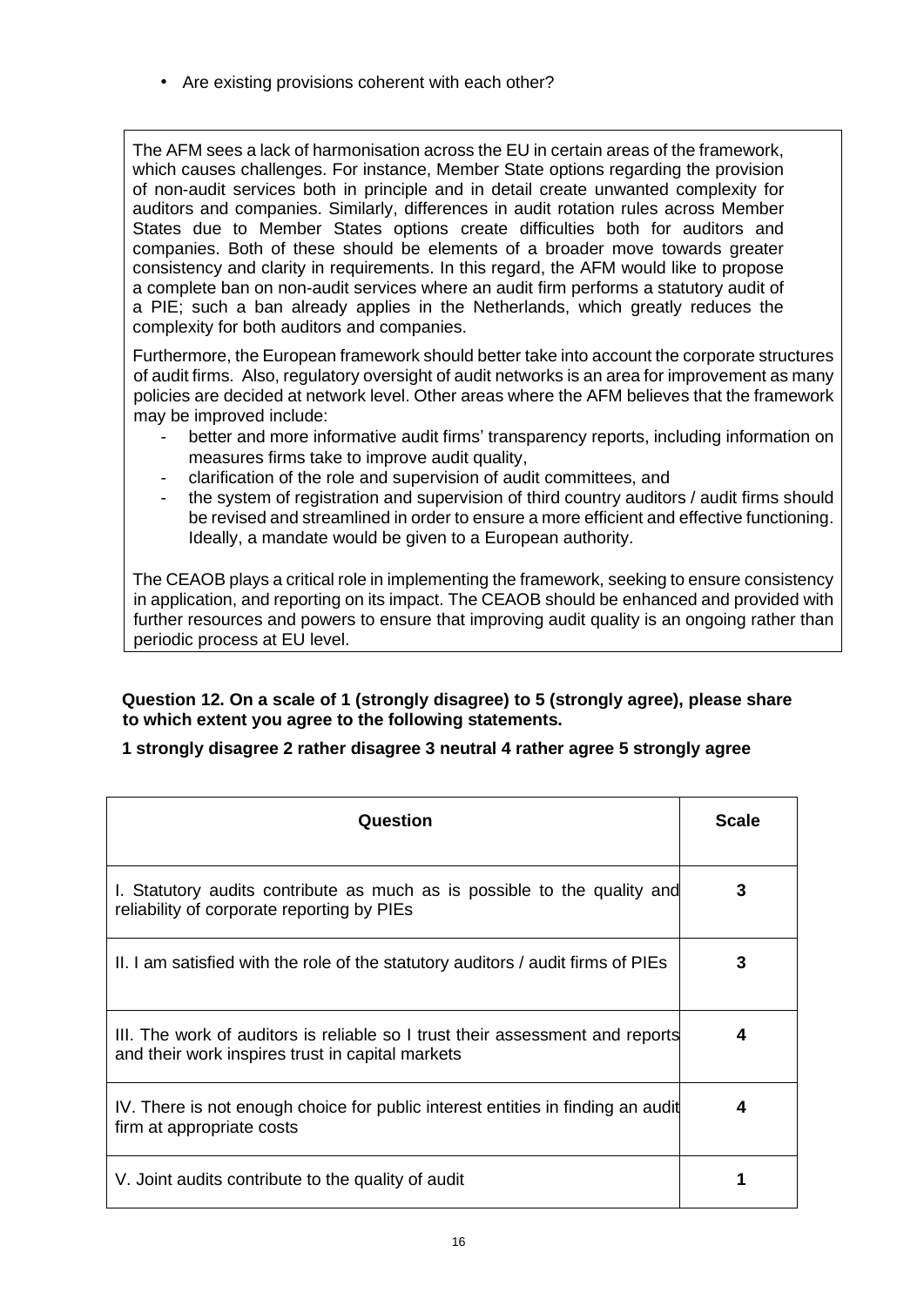- Are existing provisions coherent with each other?

The AFM sees a lack of harmonisation across the EU in certain areas of the framework, which causes challenges. For instance, Member State options regarding the provision of non-audit services both in principle and in detail create unwanted complexity for auditors and companies. Similarly, differences in audit rotation rules across Member States due to Member States options create difficulties both for auditors and companies. Both of these should be elements of a broader move towards greater consistency and clarity in requirements. In this regard, the AFM would like to propose a complete ban on non-audit services where an audit firm performs a statutory audit of a PIE; such a ban already applies in the Netherlands, which greatly reduces the complexity for both auditors and companies.

Furthermore, the European framework should better take into account the corporate structures of audit firms. Also, regulatory oversight of audit networks is an area for improvement as many policies are decided at network level. Other areas where the AFM believes that the framework may be improved include:

- better and more informative audit firms' transparency reports, including information on measures firms take to improve audit quality,
- clarification of the role and supervision of audit committees, and
- the system of registration and supervision of third country auditors / audit firms should be revised and streamlined in order to ensure a more efficient and effective functioning. Ideally, a mandate would be given to a European authority.

The CEAOB plays a critical role in implementing the framework, seeking to ensure consistency in application, and reporting on its impact. The CEAOB should be enhanced and provided with further resources and powers to ensure that improving audit quality is an ongoing rather than periodic process at EU level.

**Question 12. On a scale of 1 (strongly disagree) to 5 (strongly agree), please share to which extent you agree to the following statements.**

**1 strongly disagree 2 rather disagree 3 neutral 4 rather agree 5 strongly agree**

| Question | Scale |
|---|---|
| I. Statutory audits contribute as much as is possible to the quality and reliability of corporate reporting by PIEs | 3 |
| II. I am satisfied with the role of the statutory auditors / audit firms of PIEs | 3 |
| III. The work of auditors is reliable so I trust their assessment and reports and their work inspires trust in capital markets | 4 |
| IV. There is not enough choice for public interest entities in finding an audit firm at appropriate costs | 4 |
| V. Joint audits contribute to the quality of audit | 1 |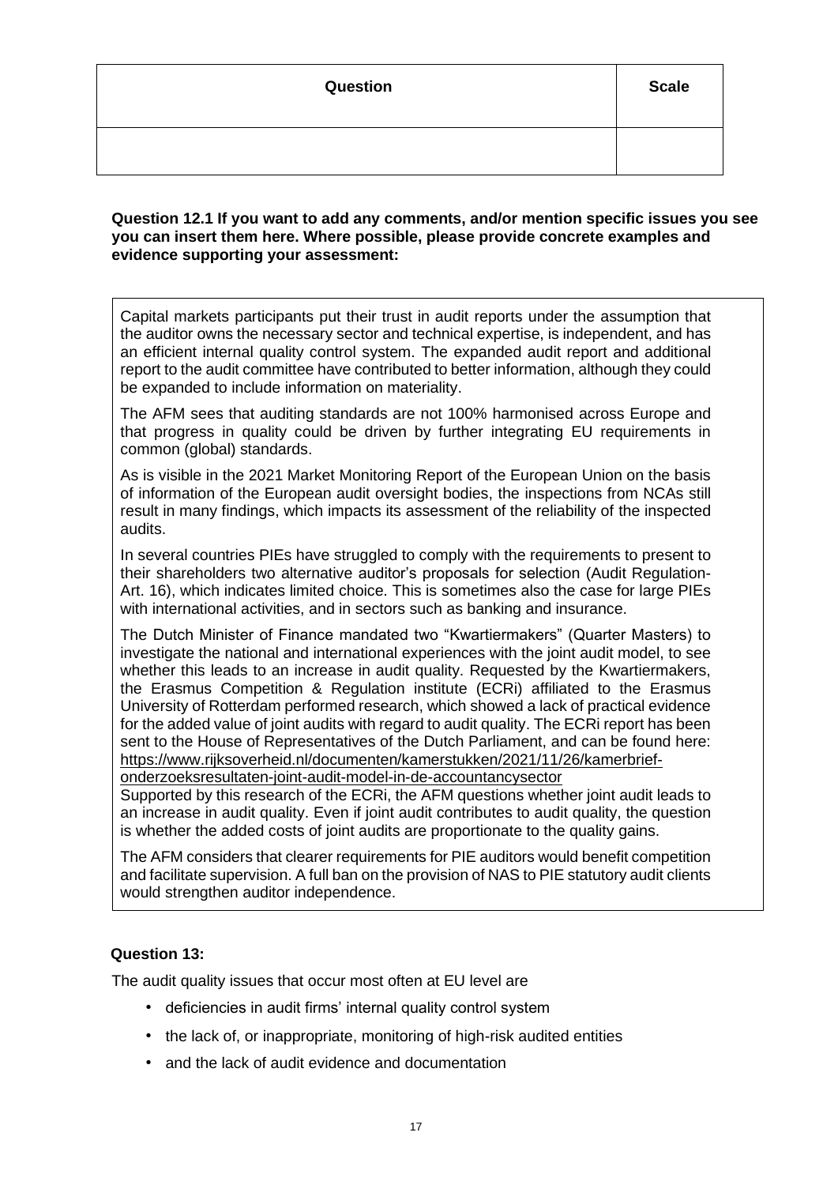| Question | Scale |
| --- | --- |
| | |

**Question 12.1 If you want to add any comments, and/or mention specific issues you see you can insert them here. Where possible, please provide concrete examples and evidence supporting your assessment:**

Capital markets participants put their trust in audit reports under the assumption that the auditor owns the necessary sector and technical expertise, is independent, and has an efficient internal quality control system. The expanded audit report and additional report to the audit committee have contributed to better information, although they could be expanded to include information on materiality.

The AFM sees that auditing standards are not 100% harmonised across Europe and that progress in quality could be driven by further integrating EU requirements in common (global) standards.

As is visible in the 2021 Market Monitoring Report of the European Union on the basis of information of the European audit oversight bodies, the inspections from NCAs still result in many findings, which impacts its assessment of the reliability of the inspected audits.

In several countries PIEs have struggled to comply with the requirements to present to their shareholders two alternative auditor's proposals for selection (Audit Regulation-Art. 16), which indicates limited choice. This is sometimes also the case for large PIEs with international activities, and in sectors such as banking and insurance.

The Dutch Minister of Finance mandated two "Kwartiermakers" (Quarter Masters) to investigate the national and international experiences with the joint audit model, to see whether this leads to an increase in audit quality. Requested by the Kwartiermakers, the Erasmus Competition & Regulation institute (ECRi) affiliated to the Erasmus University of Rotterdam performed research, which showed a lack of practical evidence for the added value of joint audits with regard to audit quality. The ECRi report has been sent to the House of Representatives of the Dutch Parliament, and can be found here: https://www.rijksoverheid.nl/documenten/kamerstukken/2021/11/26/kamerbrief-onderzoeksresultaten-joint-audit-model-in-de-accountancysector
Supported by this research of the ECRi, the AFM questions whether joint audit leads to an increase in audit quality. Even if joint audit contributes to audit quality, the question is whether the added costs of joint audits are proportionate to the quality gains.

The AFM considers that clearer requirements for PIE auditors would benefit competition and facilitate supervision. A full ban on the provision of NAS to PIE statutory audit clients would strengthen auditor independence.

**Question 13:**

The audit quality issues that occur most often at EU level are

- deficiencies in audit firms' internal quality control system
- the lack of, or inappropriate, monitoring of high-risk audited entities
- and the lack of audit evidence and documentation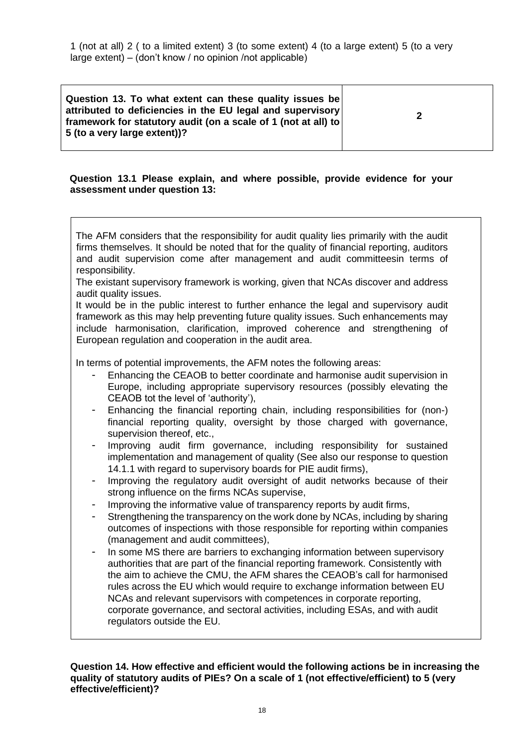1 (not at all) 2 ( to a limited extent) 3 (to some extent) 4 (to a large extent) 5 (to a very large extent) – (don't know / no opinion /not applicable)

| **Question 13. To what extent can these quality issues be attributed to deficiencies in the EU legal and supervisory framework for statutory audit (on a scale of 1 (not at all) to 5 (to a very large extent))?** | **2** |
|---|---|

**Question 13.1 Please explain, and where possible, provide evidence for your assessment under question 13:**

The AFM considers that the responsibility for audit quality lies primarily with the audit firms themselves. It should be noted that for the quality of financial reporting, auditors and audit supervision come after management and audit committeesin terms of responsibility.

The existant supervisory framework is working, given that NCAs discover and address audit quality issues.

It would be in the public interest to further enhance the legal and supervisory audit framework as this may help preventing future quality issues. Such enhancements may include harmonisation, clarification, improved coherence and strengthening of European regulation and cooperation in the audit area.

In terms of potential improvements, the AFM notes the following areas:

- Enhancing the CEAOB to better coordinate and harmonise audit supervision in Europe, including appropriate supervisory resources (possibly elevating the CEAOB tot the level of 'authority'),
- Enhancing the financial reporting chain, including responsibilities for (non-) financial reporting quality, oversight by those charged with governance, supervision thereof, etc.,
- Improving audit firm governance, including responsibility for sustained implementation and management of quality (See also our response to question 14.1.1 with regard to supervisory boards for PIE audit firms),
- Improving the regulatory audit oversight of audit networks because of their strong influence on the firms NCAs supervise,
- Improving the informative value of transparency reports by audit firms,
- Strengthening the transparency on the work done by NCAs, including by sharing outcomes of inspections with those responsible for reporting within companies (management and audit committees),
- In some MS there are barriers to exchanging information between supervisory authorities that are part of the financial reporting framework. Consistently with the aim to achieve the CMU, the AFM shares the CEAOB's call for harmonised rules across the EU which would require to exchange information between EU NCAs and relevant supervisors with competences in corporate reporting, corporate governance, and sectoral activities, including ESAs, and with audit regulators outside the EU.

**Question 14. How effective and efficient would the following actions be in increasing the quality of statutory audits of PIEs? On a scale of 1 (not effective/efficient) to 5 (very effective/efficient)?**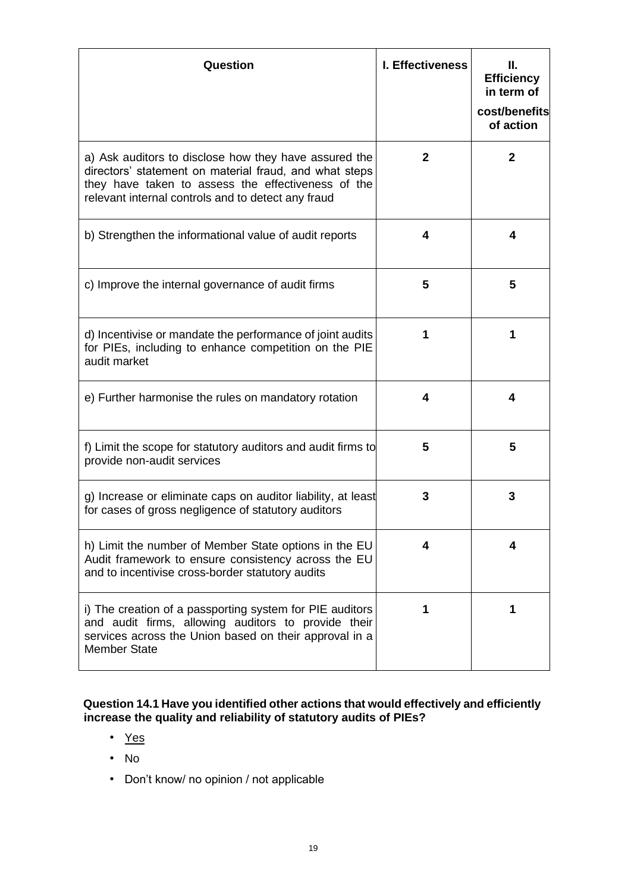| Question | I. Effectiveness | II. Efficiency in term of cost/benefits of action |
|---|---|---|
| a) Ask auditors to disclose how they have assured the directors' statement on material fraud, and what steps they have taken to assess the effectiveness of the relevant internal controls and to detect any fraud | **2** | **2** |
| b) Strengthen the informational value of audit reports | **4** | **4** |
| c) Improve the internal governance of audit firms | **5** | **5** |
| d) Incentivise or mandate the performance of joint audits for PIEs, including to enhance competition on the PIE audit market | **1** | **1** |
| e) Further harmonise the rules on mandatory rotation | **4** | **4** |
| f) Limit the scope for statutory auditors and audit firms to provide non-audit services | **5** | **5** |
| g) Increase or eliminate caps on auditor liability, at least for cases of gross negligence of statutory auditors | **3** | **3** |
| h) Limit the number of Member State options in the EU Audit framework to ensure consistency across the EU and to incentivise cross-border statutory audits | **4** | **4** |
| i) The creation of a passporting system for PIE auditors and audit firms, allowing auditors to provide their services across the Union based on their approval in a Member State | **1** | **1** |

**Question 14.1 Have you identified other actions that would effectively and efficiently increase the quality and reliability of statutory audits of PIEs?**

- <u>Yes</u>
- No
- Don't know/ no opinion / not applicable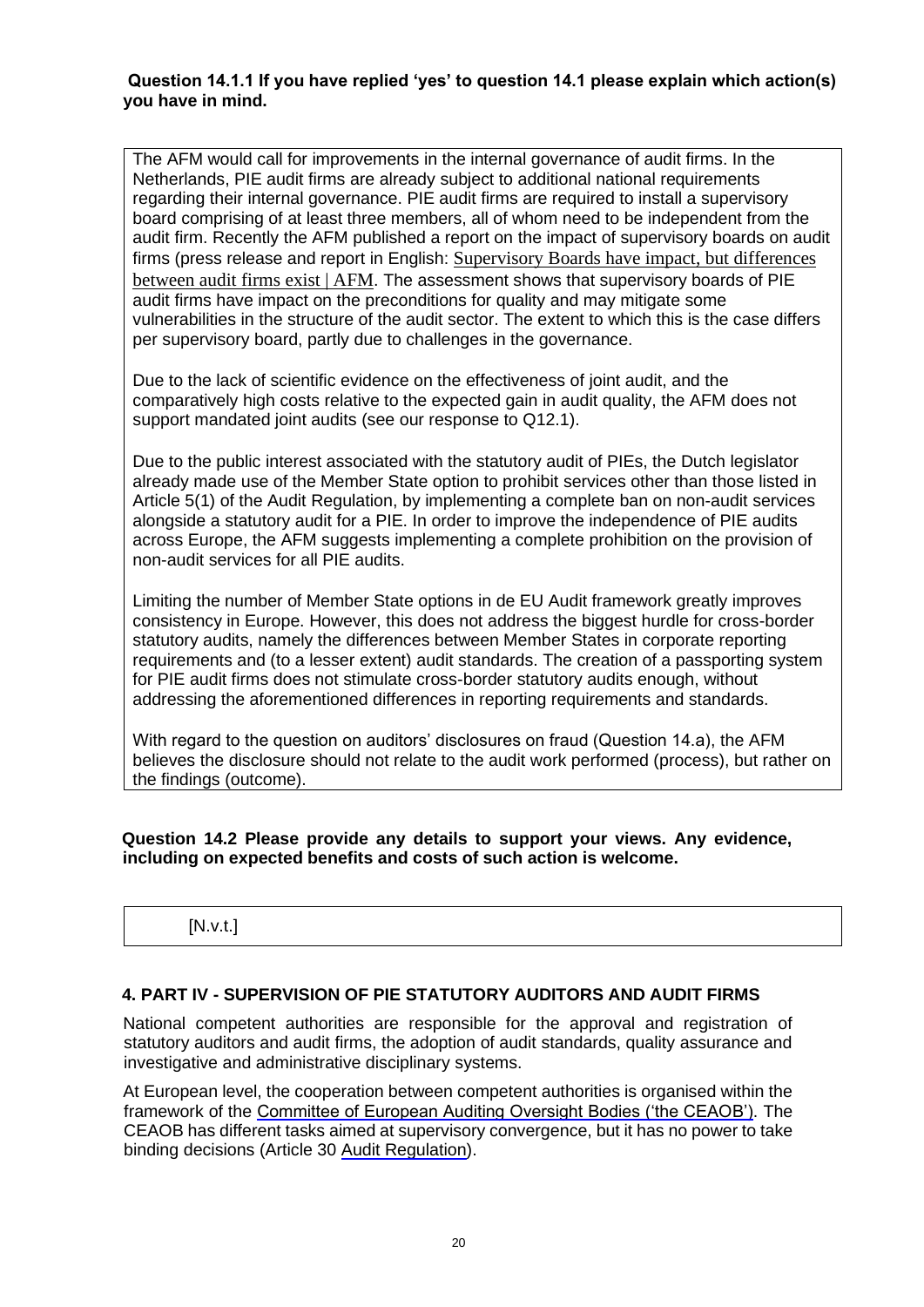**Question 14.1.1 If you have replied 'yes' to question 14.1 please explain which action(s) you have in mind.**

The AFM would call for improvements in the internal governance of audit firms. In the Netherlands, PIE audit firms are already subject to additional national requirements regarding their internal governance. PIE audit firms are required to install a supervisory board comprising of at least three members, all of whom need to be independent from the audit firm. Recently the AFM published a report on the impact of supervisory boards on audit firms (press release and report in English: Supervisory Boards have impact, but differences between audit firms exist | AFM. The assessment shows that supervisory boards of PIE audit firms have impact on the preconditions for quality and may mitigate some vulnerabilities in the structure of the audit sector. The extent to which this is the case differs per supervisory board, partly due to challenges in the governance.

Due to the lack of scientific evidence on the effectiveness of joint audit, and the comparatively high costs relative to the expected gain in audit quality, the AFM does not support mandated joint audits (see our response to Q12.1).

Due to the public interest associated with the statutory audit of PIEs, the Dutch legislator already made use of the Member State option to prohibit services other than those listed in Article 5(1) of the Audit Regulation, by implementing a complete ban on non-audit services alongside a statutory audit for a PIE. In order to improve the independence of PIE audits across Europe, the AFM suggests implementing a complete prohibition on the provision of non-audit services for all PIE audits.

Limiting the number of Member State options in de EU Audit framework greatly improves consistency in Europe. However, this does not address the biggest hurdle for cross-border statutory audits, namely the differences between Member States in corporate reporting requirements and (to a lesser extent) audit standards. The creation of a passporting system for PIE audit firms does not stimulate cross-border statutory audits enough, without addressing the aforementioned differences in reporting requirements and standards.

With regard to the question on auditors' disclosures on fraud (Question 14.a), the AFM believes the disclosure should not relate to the audit work performed (process), but rather on the findings (outcome).

**Question 14.2 Please provide any details to support your views. Any evidence, including on expected benefits and costs of such action is welcome.**

[N.v.t.]

## 4. PART IV - SUPERVISION OF PIE STATUTORY AUDITORS AND AUDIT FIRMS

National competent authorities are responsible for the approval and registration of statutory auditors and audit firms, the adoption of audit standards, quality assurance and investigative and administrative disciplinary systems.

At European level, the cooperation between competent authorities is organised within the framework of the Committee of European Auditing Oversight Bodies ('the CEAOB'). The CEAOB has different tasks aimed at supervisory convergence, but it has no power to take binding decisions (Article 30 Audit Regulation).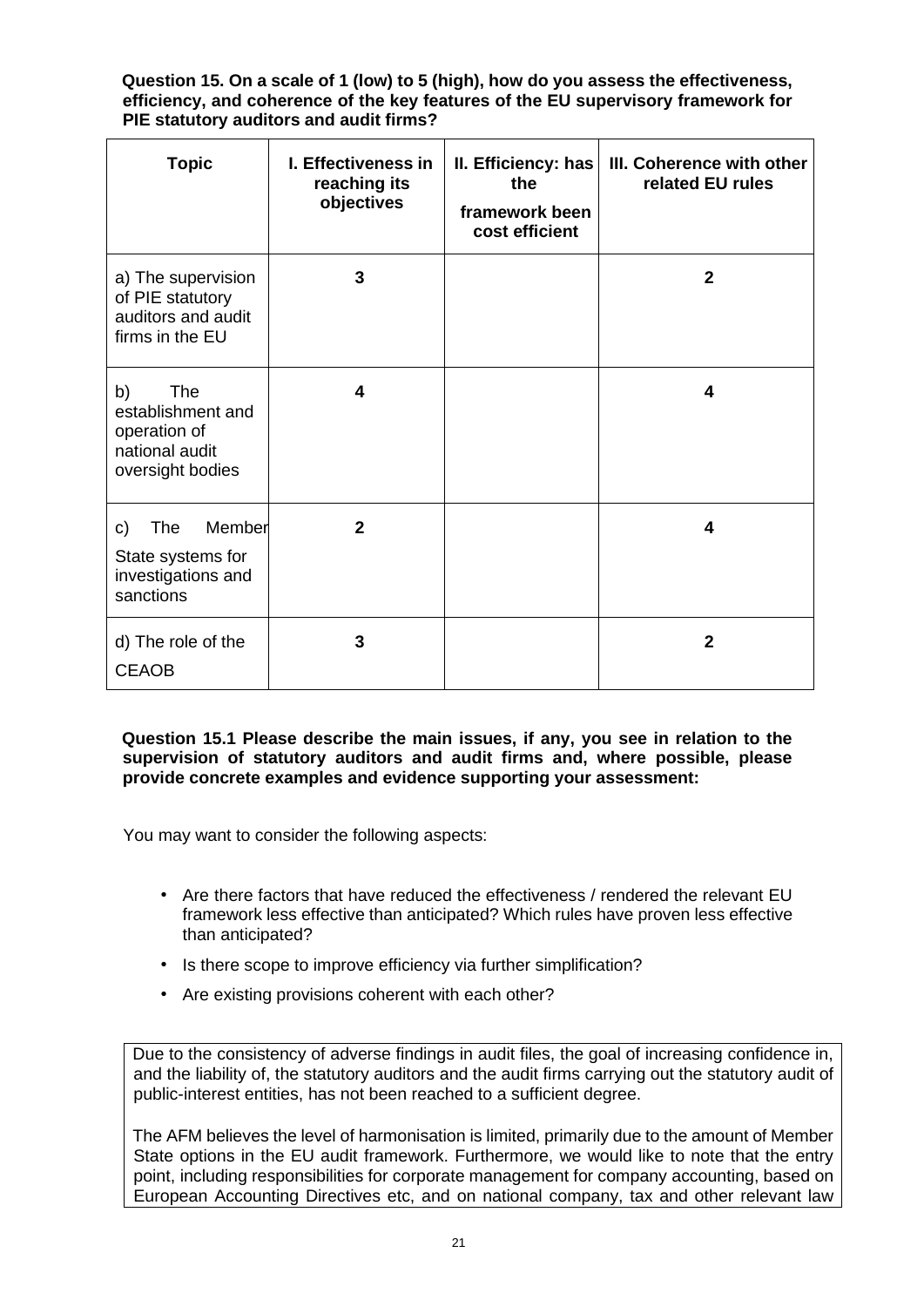**Question 15. On a scale of 1 (low) to 5 (high), how do you assess the effectiveness, efficiency, and coherence of the key features of the EU supervisory framework for PIE statutory auditors and audit firms?**

| Topic | I. Effectiveness in reaching its objectives | II. Efficiency: has the framework been cost efficient | III. Coherence with other related EU rules |
|---|---|---|---|
| a) The supervision of PIE statutory auditors and audit firms in the EU | 3 | | 2 |
| b) The establishment and operation of national audit oversight bodies | 4 | | 4 |
| c) The Member State systems for investigations and sanctions | 2 | | 4 |
| d) The role of the CEAOB | 3 | | 2 |

**Question 15.1 Please describe the main issues, if any, you see in relation to the supervision of statutory auditors and audit firms and, where possible, please provide concrete examples and evidence supporting your assessment:**

You may want to consider the following aspects:

- Are there factors that have reduced the effectiveness / rendered the relevant EU framework less effective than anticipated? Which rules have proven less effective than anticipated?
- Is there scope to improve efficiency via further simplification?
- Are existing provisions coherent with each other?

Due to the consistency of adverse findings in audit files, the goal of increasing confidence in, and the liability of, the statutory auditors and the audit firms carrying out the statutory audit of public-interest entities, has not been reached to a sufficient degree.

The AFM believes the level of harmonisation is limited, primarily due to the amount of Member State options in the EU audit framework. Furthermore, we would like to note that the entry point, including responsibilities for corporate management for company accounting, based on European Accounting Directives etc, and on national company, tax and other relevant law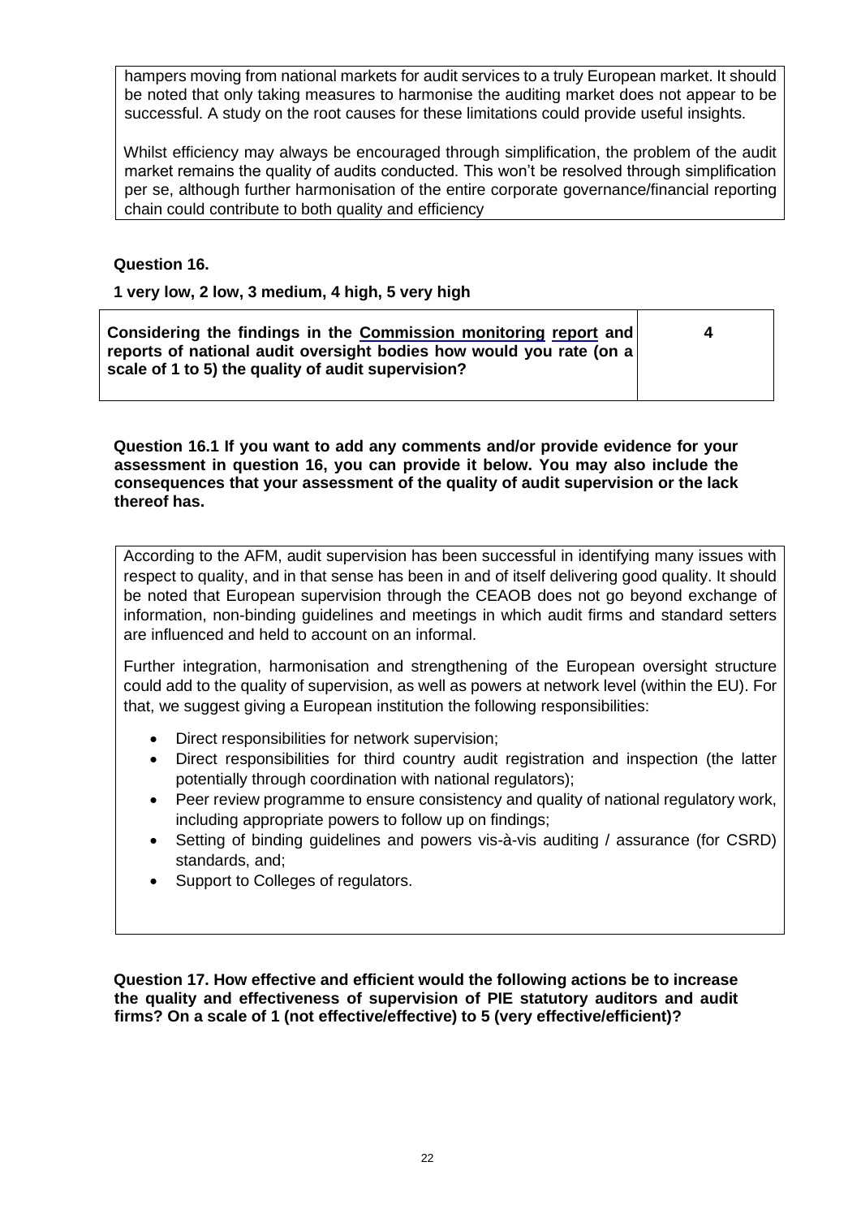hampers moving from national markets for audit services to a truly European market. It should be noted that only taking measures to harmonise the auditing market does not appear to be successful. A study on the root causes for these limitations could provide useful insights.

Whilst efficiency may always be encouraged through simplification, the problem of the audit market remains the quality of audits conducted. This won't be resolved through simplification per se, although further harmonisation of the entire corporate governance/financial reporting chain could contribute to both quality and efficiency

**Question 16.**

**1 very low, 2 low, 3 medium, 4 high, 5 very high**

| **Considering the findings in the Commission monitoring report and reports of national audit oversight bodies how would you rate (on a scale of 1 to 5) the quality of audit supervision?** | **4** |
|---|---|

**Question 16.1 If you want to add any comments and/or provide evidence for your assessment in question 16, you can provide it below. You may also include the consequences that your assessment of the quality of audit supervision or the lack thereof has.**

According to the AFM, audit supervision has been successful in identifying many issues with respect to quality, and in that sense has been in and of itself delivering good quality. It should be noted that European supervision through the CEAOB does not go beyond exchange of information, non-binding guidelines and meetings in which audit firms and standard setters are influenced and held to account on an informal.

Further integration, harmonisation and strengthening of the European oversight structure could add to the quality of supervision, as well as powers at network level (within the EU). For that, we suggest giving a European institution the following responsibilities:

- Direct responsibilities for network supervision;
- Direct responsibilities for third country audit registration and inspection (the latter potentially through coordination with national regulators);
- Peer review programme to ensure consistency and quality of national regulatory work, including appropriate powers to follow up on findings;
- Setting of binding guidelines and powers vis-à-vis auditing / assurance (for CSRD) standards, and;
- Support to Colleges of regulators.

**Question 17. How effective and efficient would the following actions be to increase the quality and effectiveness of supervision of PIE statutory auditors and audit firms? On a scale of 1 (not effective/effective) to 5 (very effective/efficient)?**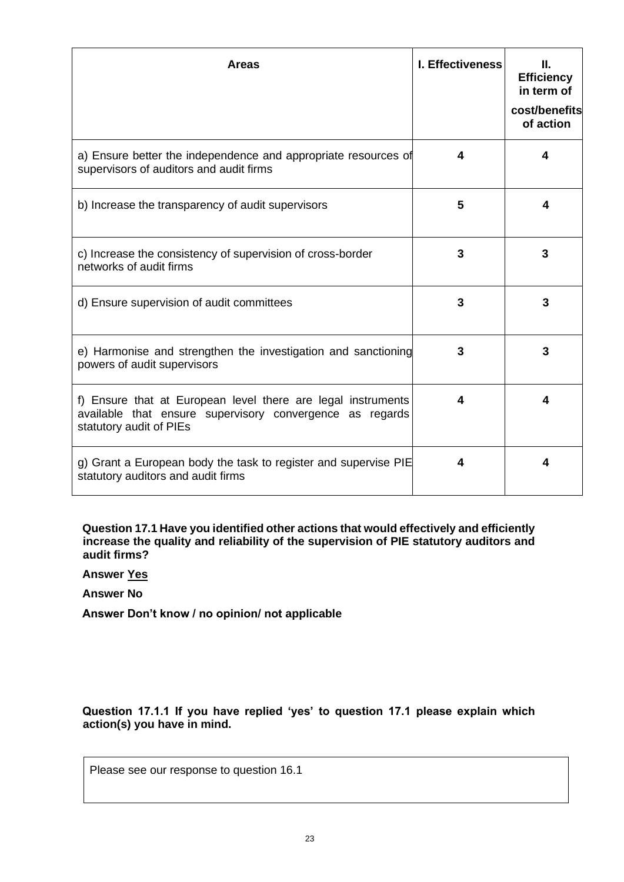| Areas | I. Effectiveness | II. Efficiency in term of cost/benefits of action |
|---|---|---|
| a) Ensure better the independence and appropriate resources of supervisors of auditors and audit firms | 4 | 4 |
| b) Increase the transparency of audit supervisors | 5 | 4 |
| c) Increase the consistency of supervision of cross-border networks of audit firms | 3 | 3 |
| d) Ensure supervision of audit committees | 3 | 3 |
| e) Harmonise and strengthen the investigation and sanctioning powers of audit supervisors | 3 | 3 |
| f) Ensure that at European level there are legal instruments available that ensure supervisory convergence as regards statutory audit of PIEs | 4 | 4 |
| g) Grant a European body the task to register and supervise PIE statutory auditors and audit firms | 4 | 4 |

**Question 17.1 Have you identified other actions that would effectively and efficiently increase the quality and reliability of the supervision of PIE statutory auditors and audit firms?**

**Answer <u>Yes</u>**

**Answer No**

**Answer Don't know / no opinion/ not applicable**

**Question 17.1.1 If you have replied 'yes' to question 17.1 please explain which action(s) you have in mind.**

Please see our response to question 16.1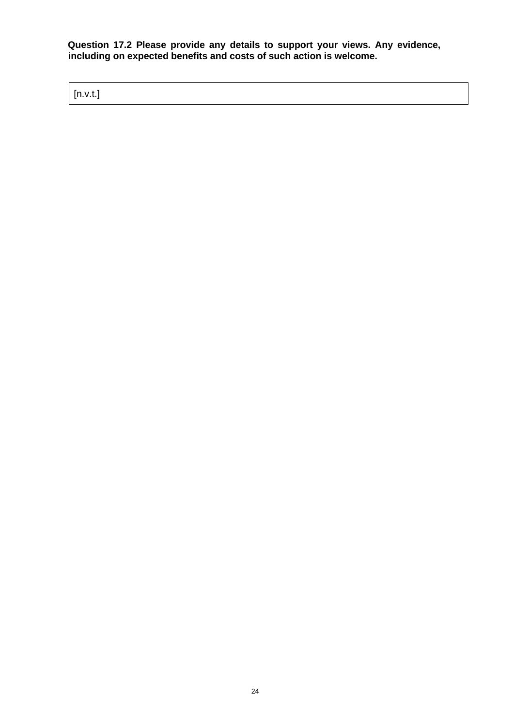**Question 17.2 Please provide any details to support your views. Any evidence, including on expected benefits and costs of such action is welcome.**

| [n.v.t.] |
|---|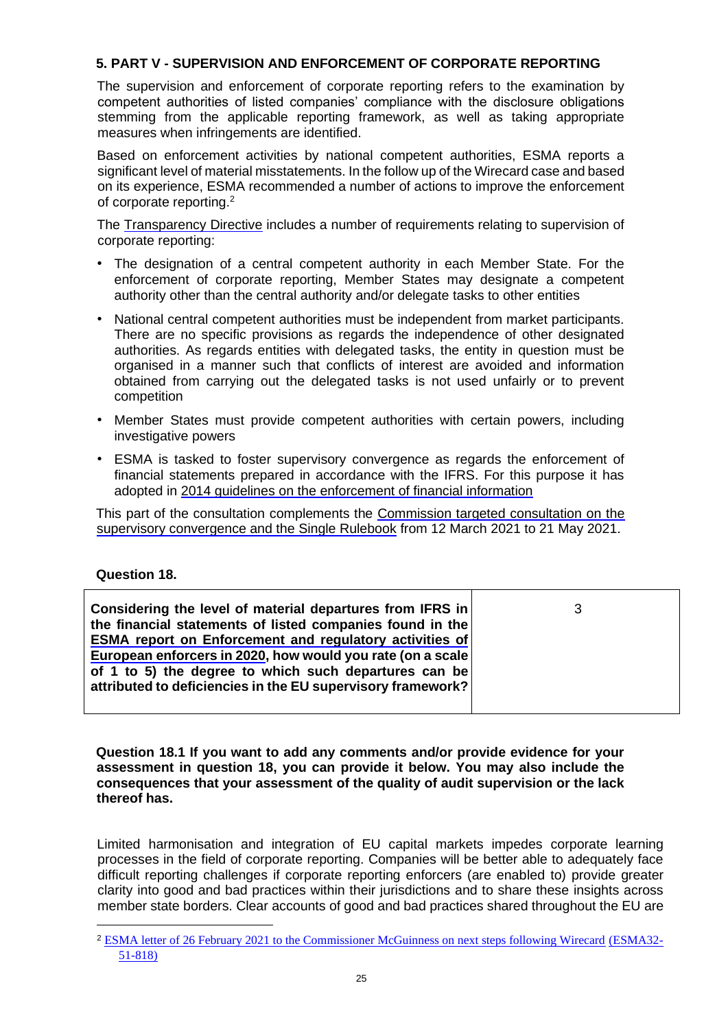## 5. PART V - SUPERVISION AND ENFORCEMENT OF CORPORATE REPORTING

The supervision and enforcement of corporate reporting refers to the examination by competent authorities of listed companies' compliance with the disclosure obligations stemming from the applicable reporting framework, as well as taking appropriate measures when infringements are identified.

Based on enforcement activities by national competent authorities, ESMA reports a significant level of material misstatements. In the follow up of the Wirecard case and based on its experience, ESMA recommended a number of actions to improve the enforcement of corporate reporting.[2]

The Transparency Directive includes a number of requirements relating to supervision of corporate reporting:

- The designation of a central competent authority in each Member State. For the enforcement of corporate reporting, Member States may designate a competent authority other than the central authority and/or delegate tasks to other entities
- National central competent authorities must be independent from market participants. There are no specific provisions as regards the independence of other designated authorities. As regards entities with delegated tasks, the entity in question must be organised in a manner such that conflicts of interest are avoided and information obtained from carrying out the delegated tasks is not used unfairly or to prevent competition
- Member States must provide competent authorities with certain powers, including investigative powers
- ESMA is tasked to foster supervisory convergence as regards the enforcement of financial statements prepared in accordance with the IFRS. For this purpose it has adopted in 2014 guidelines on the enforcement of financial information

This part of the consultation complements the Commission targeted consultation on the supervisory convergence and the Single Rulebook from 12 March 2021 to 21 May 2021.

**Question 18.**

| **Considering the level of material departures from IFRS in the financial statements of listed companies found in the ESMA report on Enforcement and regulatory activities of European enforcers in 2020, how would you rate (on a scale of 1 to 5) the degree to which such departures can be attributed to deficiencies in the EU supervisory framework?** | 3 |
|---|---|

**Question 18.1 If you want to add any comments and/or provide evidence for your assessment in question 18, you can provide it below. You may also include the consequences that your assessment of the quality of audit supervision or the lack thereof has.**

Limited harmonisation and integration of EU capital markets impedes corporate learning processes in the field of corporate reporting. Companies will be better able to adequately face difficult reporting challenges if corporate reporting enforcers (are enabled to) provide greater clarity into good and bad practices within their jurisdictions and to share these insights across member state borders. Clear accounts of good and bad practices shared throughout the EU are

---

[2] ESMA letter of 26 February 2021 to the Commissioner McGuinness on next steps following Wirecard (ESMA32-51-818)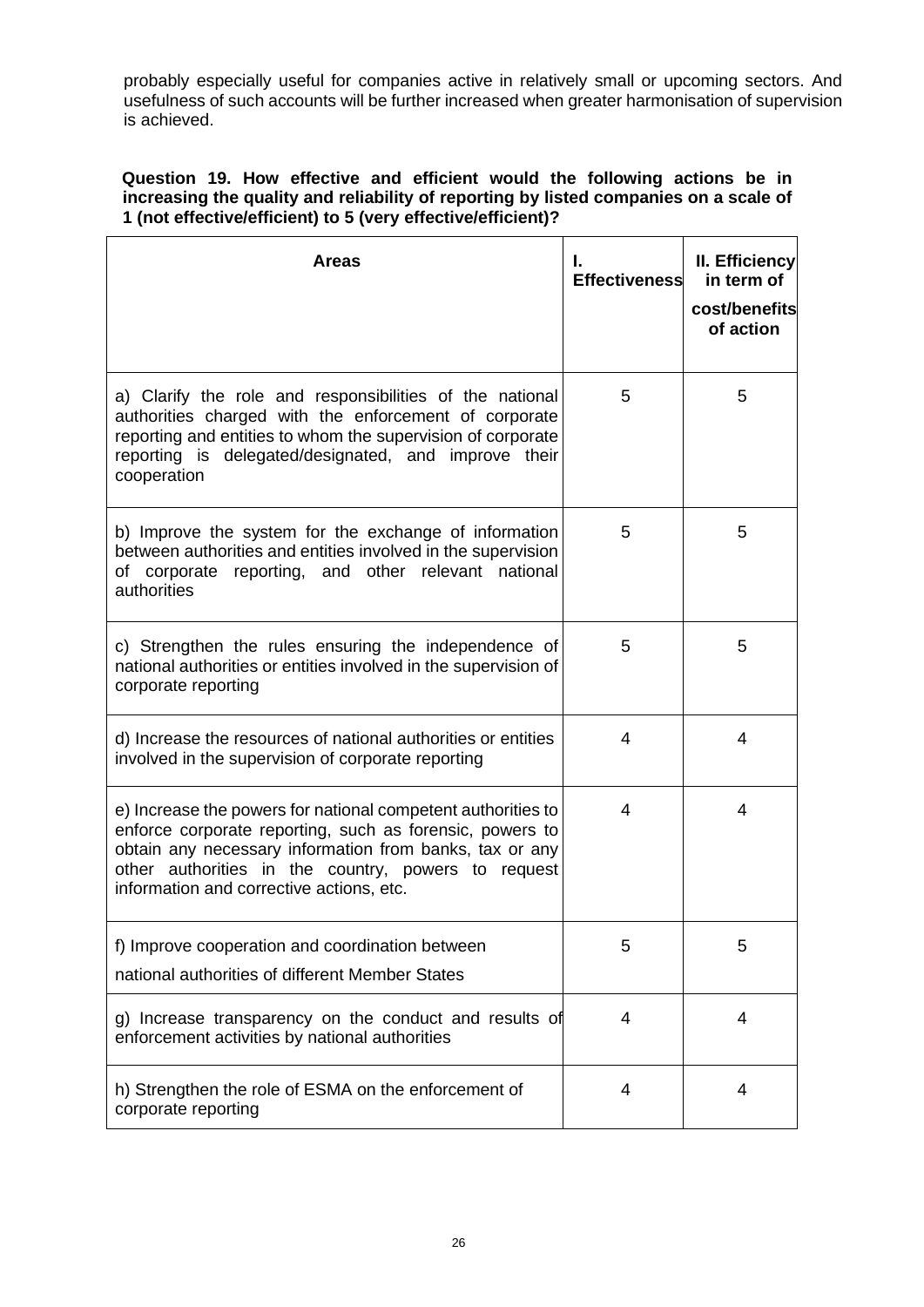probably especially useful for companies active in relatively small or upcoming sectors. And usefulness of such accounts will be further increased when greater harmonisation of supervision is achieved.

**Question 19. How effective and efficient would the following actions be in increasing the quality and reliability of reporting by listed companies on a scale of 1 (not effective/efficient) to 5 (very effective/efficient)?**

| Areas | I. Effectiveness | II. Efficiency in term of cost/benefits of action |
|---|---|---|
| a) Clarify the role and responsibilities of the national authorities charged with the enforcement of corporate reporting and entities to whom the supervision of corporate reporting is delegated/designated, and improve their cooperation | 5 | 5 |
| b) Improve the system for the exchange of information between authorities and entities involved in the supervision of corporate reporting, and other relevant national authorities | 5 | 5 |
| c) Strengthen the rules ensuring the independence of national authorities or entities involved in the supervision of corporate reporting | 5 | 5 |
| d) Increase the resources of national authorities or entities involved in the supervision of corporate reporting | 4 | 4 |
| e) Increase the powers for national competent authorities to enforce corporate reporting, such as forensic, powers to obtain any necessary information from banks, tax or any other authorities in the country, powers to request information and corrective actions, etc. | 4 | 4 |
| f) Improve cooperation and coordination between national authorities of different Member States | 5 | 5 |
| g) Increase transparency on the conduct and results of enforcement activities by national authorities | 4 | 4 |
| h) Strengthen the role of ESMA on the enforcement of corporate reporting | 4 | 4 |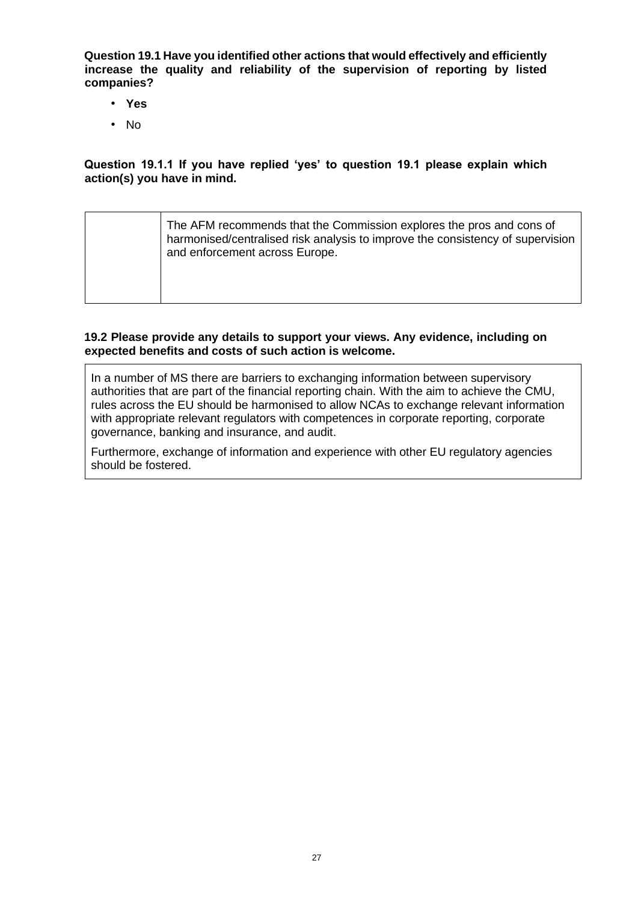**Question 19.1 Have you identified other actions that would effectively and efficiently increase the quality and reliability of the supervision of reporting by listed companies?**

- **Yes**
- No

**Question 19.1.1 If you have replied 'yes' to question 19.1 please explain which action(s) you have in mind.**

| | |
|---|---|
| | The AFM recommends that the Commission explores the pros and cons of harmonised/centralised risk analysis to improve the consistency of supervision and enforcement across Europe. |

**19.2 Please provide any details to support your views. Any evidence, including on expected benefits and costs of such action is welcome.**

In a number of MS there are barriers to exchanging information between supervisory authorities that are part of the financial reporting chain. With the aim to achieve the CMU, rules across the EU should be harmonised to allow NCAs to exchange relevant information with appropriate relevant regulators with competences in corporate reporting, corporate governance, banking and insurance, and audit.

Furthermore, exchange of information and experience with other EU regulatory agencies should be fostered.